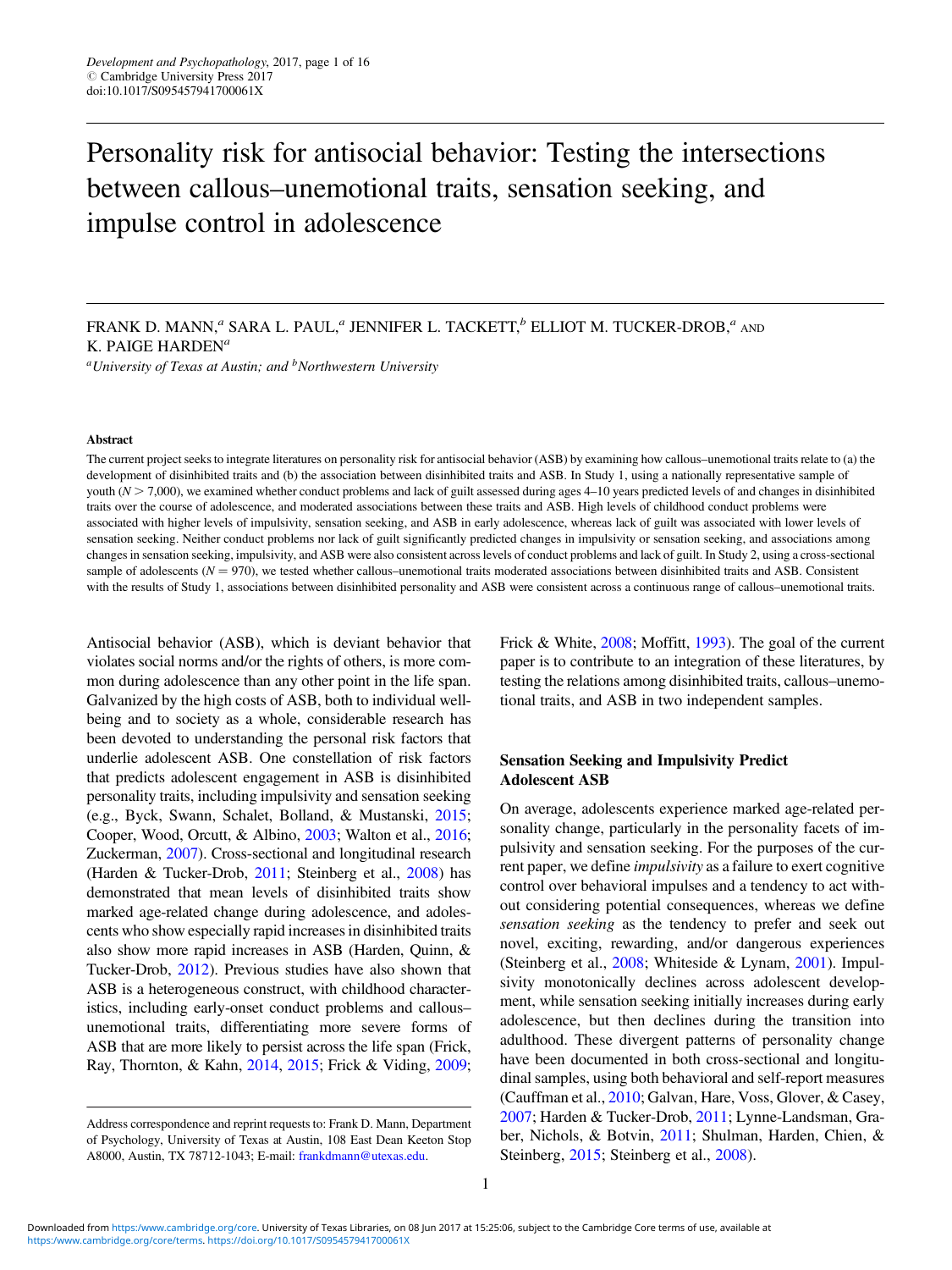# Personality risk for antisocial behavior: Testing the intersections between callous–unemotional traits, sensation seeking, and impulse control in adolescence

FRANK D. MANN,[a] SARA L. PAUL,[a] JENNIFER L. TACKETT,[b] ELLIOT M. TUCKER-DROB,[a] AND K. PAIGE HARDEN[a]

[a]University of Texas at Austin; and [b]Northwestern University

#### Abstract

The current project seeks to integrate literatures on personality risk for antisocial behavior (ASB) by examining how callous–unemotional traits relate to (a) the development of disinhibited traits and (b) the association between disinhibited traits and ASB. In Study 1, using a nationally representative sample of youth ($N > 7{,}000$), we examined whether conduct problems and lack of guilt assessed during ages 4–10 years predicted levels of and changes in disinhibited traits over the course of adolescence, and moderated associations between these traits and ASB. High levels of childhood conduct problems were associated with higher levels of impulsivity, sensation seeking, and ASB in early adolescence, whereas lack of guilt was associated with lower levels of sensation seeking. Neither conduct problems nor lack of guilt significantly predicted changes in impulsivity or sensation seeking, and associations among changes in sensation seeking, impulsivity, and ASB were also consistent across levels of conduct problems and lack of guilt. In Study 2, using a cross-sectional sample of adolescents ($N = 970$), we tested whether callous–unemotional traits moderated associations between disinhibited traits and ASB. Consistent with the results of Study 1, associations between disinhibited personality and ASB were consistent across a continuous range of callous–unemotional traits.

Antisocial behavior (ASB), which is deviant behavior that violates social norms and/or the rights of others, is more common during adolescence than any other point in the life span. Galvanized by the high costs of ASB, both to individual well-being and to society as a whole, considerable research has been devoted to understanding the personal risk factors that underlie adolescent ASB. One constellation of risk factors that predicts adolescent engagement in ASB is disinhibited personality traits, including impulsivity and sensation seeking (e.g., Byck, Swann, Schalet, Bolland, & Mustanski, 2015; Cooper, Wood, Orcutt, & Albino, 2003; Walton et al., 2016; Zuckerman, 2007). Cross-sectional and longitudinal research (Harden & Tucker-Drob, 2011; Steinberg et al., 2008) has demonstrated that mean levels of disinhibited traits show marked age-related change during adolescence, and adolescents who show especially rapid increases in disinhibited traits also show more rapid increases in ASB (Harden, Quinn, & Tucker-Drob, 2012). Previous studies have also shown that ASB is a heterogeneous construct, with childhood characteristics, including early-onset conduct problems and callous–unemotional traits, differentiating more severe forms of ASB that are more likely to persist across the life span (Frick, Ray, Thornton, & Kahn, 2014, 2015; Frick & Viding, 2009; Frick & White, 2008; Moffitt, 1993). The goal of the current paper is to contribute to an integration of these literatures, by testing the relations among disinhibited traits, callous–unemotional traits, and ASB in two independent samples.

## Sensation Seeking and Impulsivity Predict Adolescent ASB

On average, adolescents experience marked age-related personality change, particularly in the personality facets of impulsivity and sensation seeking. For the purposes of the current paper, we define *impulsivity* as a failure to exert cognitive control over behavioral impulses and a tendency to act without considering potential consequences, whereas we define *sensation seeking* as the tendency to prefer and seek out novel, exciting, rewarding, and/or dangerous experiences (Steinberg et al., 2008; Whiteside & Lynam, 2001). Impulsivity monotonically declines across adolescent development, while sensation seeking initially increases during early adolescence, but then declines during the transition into adulthood. These divergent patterns of personality change have been documented in both cross-sectional and longitudinal samples, using both behavioral and self-report measures (Cauffman et al., 2010; Galvan, Hare, Voss, Glover, & Casey, 2007; Harden & Tucker-Drob, 2011; Lynne-Landsman, Graber, Nichols, & Botvin, 2011; Shulman, Harden, Chien, & Steinberg, 2015; Steinberg et al., 2008).

Address correspondence and reprint requests to: Frank D. Mann, Department of Psychology, University of Texas at Austin, 108 East Dean Keeton Stop A8000, Austin, TX 78712-1043; E-mail: frankdmann@utexas.edu.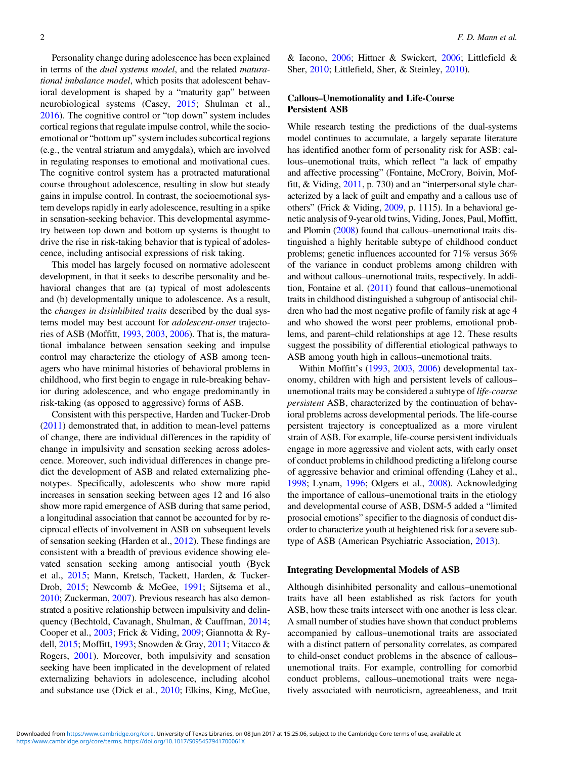Personality change during adolescence has been explained in terms of the *dual systems model*, and the related *maturational imbalance model*, which posits that adolescent behavioral development is shaped by a "maturity gap" between neurobiological systems (Casey, 2015; Shulman et al., 2016). The cognitive control or "top down" system includes cortical regions that regulate impulse control, while the socioemotional or "bottom up" system includes subcortical regions (e.g., the ventral striatum and amygdala), which are involved in regulating responses to emotional and motivational cues. The cognitive control system has a protracted maturational course throughout adolescence, resulting in slow but steady gains in impulse control. In contrast, the socioemotional system develops rapidly in early adolescence, resulting in a spike in sensation-seeking behavior. This developmental asymmetry between top down and bottom up systems is thought to drive the rise in risk-taking behavior that is typical of adolescence, including antisocial expressions of risk taking.

This model has largely focused on normative adolescent development, in that it seeks to describe personality and behavioral changes that are (a) typical of most adolescents and (b) developmentally unique to adolescence. As a result, the *changes in disinhibited traits* described by the dual systems model may best account for *adolescent-onset* trajectories of ASB (Moffitt, 1993, 2003, 2006). That is, the maturational imbalance between sensation seeking and impulse control may characterize the etiology of ASB among teenagers who have minimal histories of behavioral problems in childhood, who first begin to engage in rule-breaking behavior during adolescence, and who engage predominantly in risk-taking (as opposed to aggressive) forms of ASB.

Consistent with this perspective, Harden and Tucker-Drob (2011) demonstrated that, in addition to mean-level patterns of change, there are individual differences in the rapidity of change in impulsivity and sensation seeking across adolescence. Moreover, such individual differences in change predict the development of ASB and related externalizing phenotypes. Specifically, adolescents who show more rapid increases in sensation seeking between ages 12 and 16 also show more rapid emergence of ASB during that same period, a longitudinal association that cannot be accounted for by reciprocal effects of involvement in ASB on subsequent levels of sensation seeking (Harden et al., 2012). These findings are consistent with a breadth of previous evidence showing elevated sensation seeking among antisocial youth (Byck et al., 2015; Mann, Kretsch, Tackett, Harden, & Tucker-Drob, 2015; Newcomb & McGee, 1991; Sijtsema et al., 2010; Zuckerman, 2007). Previous research has also demonstrated a positive relationship between impulsivity and delinquency (Bechtold, Cavanagh, Shulman, & Cauffman, 2014; Cooper et al., 2003; Frick & Viding, 2009; Giannotta & Rydell, 2015; Moffitt, 1993; Snowden & Gray, 2011; Vitacco & Rogers, 2001). Moreover, both impulsivity and sensation seeking have been implicated in the development of related externalizing behaviors in adolescence, including alcohol and substance use (Dick et al., 2010; Elkins, King, McGue, & Iacono, 2006; Hittner & Swickert, 2006; Littlefield & Sher, 2010; Littlefield, Sher, & Steinley, 2010).

## Callous–Unemotionality and Life-Course Persistent ASB

While research testing the predictions of the dual-systems model continues to accumulate, a largely separate literature has identified another form of personality risk for ASB: callous–unemotional traits, which reflect "a lack of empathy and affective processing" (Fontaine, McCrory, Boivin, Moffitt, & Viding, 2011, p. 730) and an "interpersonal style characterized by a lack of guilt and empathy and a callous use of others" (Frick & Viding, 2009, p. 1115). In a behavioral genetic analysis of 9-year old twins, Viding, Jones, Paul, Moffitt, and Plomin (2008) found that callous–unemotional traits distinguished a highly heritable subtype of childhood conduct problems; genetic influences accounted for 71% versus 36% of the variance in conduct problems among children with and without callous–unemotional traits, respectively. In addition, Fontaine et al. (2011) found that callous–unemotional traits in childhood distinguished a subgroup of antisocial children who had the most negative profile of family risk at age 4 and who showed the worst peer problems, emotional problems, and parent–child relationships at age 12. These results suggest the possibility of differential etiological pathways to ASB among youth high in callous–unemotional traits.

Within Moffitt's (1993, 2003, 2006) developmental taxonomy, children with high and persistent levels of callous–unemotional traits may be considered a subtype of *life-course persistent* ASB, characterized by the continuation of behavioral problems across developmental periods. The life-course persistent trajectory is conceptualized as a more virulent strain of ASB. For example, life-course persistent individuals engage in more aggressive and violent acts, with early onset of conduct problems in childhood predicting a lifelong course of aggressive behavior and criminal offending (Lahey et al., 1998; Lynam, 1996; Odgers et al., 2008). Acknowledging the importance of callous–unemotional traits in the etiology and developmental course of ASB, DSM-5 added a "limited prosocial emotions" specifier to the diagnosis of conduct disorder to characterize youth at heightened risk for a severe subtype of ASB (American Psychiatric Association, 2013).

## Integrating Developmental Models of ASB

Although disinhibited personality and callous–unemotional traits have all been established as risk factors for youth ASB, how these traits intersect with one another is less clear. A small number of studies have shown that conduct problems accompanied by callous–unemotional traits are associated with a distinct pattern of personality correlates, as compared to child-onset conduct problems in the absence of callous–unemotional traits. For example, controlling for comorbid conduct problems, callous–unemotional traits were negatively associated with neuroticism, agreeableness, and trait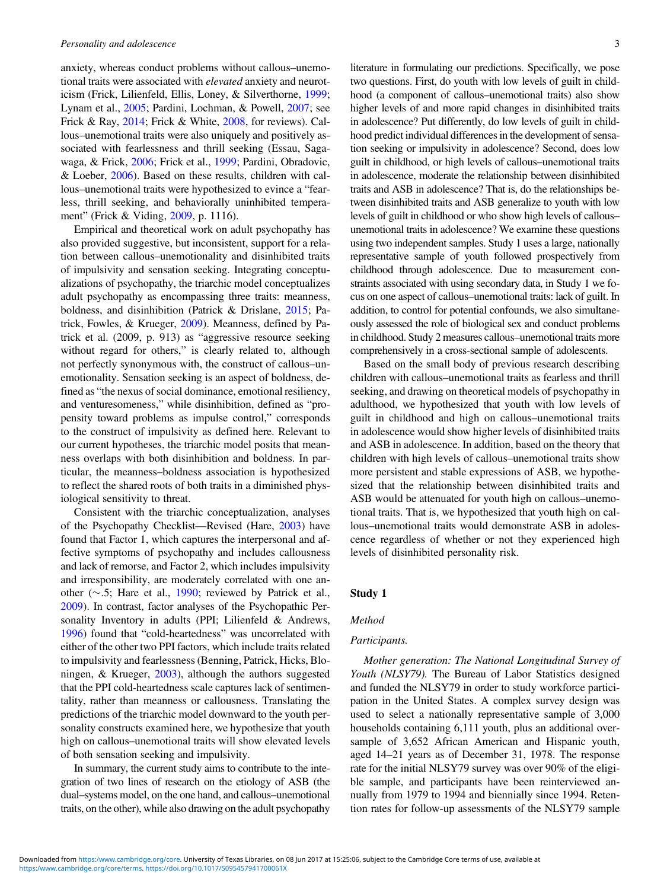anxiety, whereas conduct problems without callous–unemotional traits were associated with *elevated* anxiety and neuroticism (Frick, Lilienfeld, Ellis, Loney, & Silverthorne, 1999; Lynam et al., 2005; Pardini, Lochman, & Powell, 2007; see Frick & Ray, 2014; Frick & White, 2008, for reviews). Callous–unemotional traits were also uniquely and positively associated with fearlessness and thrill seeking (Essau, Sagawaga, & Frick, 2006; Frick et al., 1999; Pardini, Obradovic, & Loeber, 2006). Based on these results, children with callous–unemotional traits were hypothesized to evince a "fearless, thrill seeking, and behaviorally uninhibited temperament" (Frick & Viding, 2009, p. 1116).

Empirical and theoretical work on adult psychopathy has also provided suggestive, but inconsistent, support for a relation between callous–unemotionality and disinhibited traits of impulsivity and sensation seeking. Integrating conceptualizations of psychopathy, the triarchic model conceptualizes adult psychopathy as encompassing three traits: meanness, boldness, and disinhibition (Patrick & Drislane, 2015; Patrick, Fowles, & Krueger, 2009). Meanness, defined by Patrick et al. (2009, p. 913) as "aggressive resource seeking without regard for others," is clearly related to, although not perfectly synonymous with, the construct of callous–unemotionality. Sensation seeking is an aspect of boldness, defined as "the nexus of social dominance, emotional resiliency, and venturesomeness," while disinhibition, defined as "propensity toward problems as impulse control," corresponds to the construct of impulsivity as defined here. Relevant to our current hypotheses, the triarchic model posits that meanness overlaps with both disinhibition and boldness. In particular, the meanness–boldness association is hypothesized to reflect the shared roots of both traits in a diminished physiological sensitivity to threat.

Consistent with the triarchic conceptualization, analyses of the Psychopathy Checklist—Revised (Hare, 2003) have found that Factor 1, which captures the interpersonal and affective symptoms of psychopathy and includes callousness and lack of remorse, and Factor 2, which includes impulsivity and irresponsibility, are moderately correlated with one another (∼.5; Hare et al., 1990; reviewed by Patrick et al., 2009). In contrast, factor analyses of the Psychopathic Personality Inventory in adults (PPI; Lilienfeld & Andrews, 1996) found that "cold-heartedness" was uncorrelated with either of the other two PPI factors, which include traits related to impulsivity and fearlessness (Benning, Patrick, Hicks, Bloningen, & Krueger, 2003), although the authors suggested that the PPI cold-heartedness scale captures lack of sentimentality, rather than meanness or callousness. Translating the predictions of the triarchic model downward to the youth personality constructs examined here, we hypothesize that youth high on callous–unemotional traits will show elevated levels of both sensation seeking and impulsivity.

In summary, the current study aims to contribute to the integration of two lines of research on the etiology of ASB (the dual–systems model, on the one hand, and callous–unemotional traits, on the other), while also drawing on the adult psychopathy literature in formulating our predictions. Specifically, we pose two questions. First, do youth with low levels of guilt in childhood (a component of callous–unemotional traits) also show higher levels of and more rapid changes in disinhibited traits in adolescence? Put differently, do low levels of guilt in childhood predict individual differences in the development of sensation seeking or impulsivity in adolescence? Second, does low guilt in childhood, or high levels of callous–unemotional traits in adolescence, moderate the relationship between disinhibited traits and ASB in adolescence? That is, do the relationships between disinhibited traits and ASB generalize to youth with low levels of guilt in childhood or who show high levels of callous–unemotional traits in adolescence? We examine these questions using two independent samples. Study 1 uses a large, nationally representative sample of youth followed prospectively from childhood through adolescence. Due to measurement constraints associated with using secondary data, in Study 1 we focus on one aspect of callous–unemotional traits: lack of guilt. In addition, to control for potential confounds, we also simultaneously assessed the role of biological sex and conduct problems in childhood. Study 2 measures callous–unemotional traits more comprehensively in a cross-sectional sample of adolescents.

Based on the small body of previous research describing children with callous–unemotional traits as fearless and thrill seeking, and drawing on theoretical models of psychopathy in adulthood, we hypothesized that youth with low levels of guilt in childhood and high on callous–unemotional traits in adolescence would show higher levels of disinhibited traits and ASB in adolescence. In addition, based on the theory that children with high levels of callous–unemotional traits show more persistent and stable expressions of ASB, we hypothesized that the relationship between disinhibited traits and ASB would be attenuated for youth high on callous–unemotional traits. That is, we hypothesized that youth high on callous–unemotional traits would demonstrate ASB in adolescence regardless of whether or not they experienced high levels of disinhibited personality risk.

## Study 1

### Method

#### Participants.

*Mother generation: The National Longitudinal Survey of Youth (NLSY79).* The Bureau of Labor Statistics designed and funded the NLSY79 in order to study workforce participation in the United States. A complex survey design was used to select a nationally representative sample of 3,000 households containing 6,111 youth, plus an additional oversample of 3,652 African American and Hispanic youth, aged 14–21 years as of December 31, 1978. The response rate for the initial NLSY79 survey was over 90% of the eligible sample, and participants have been reinterviewed annually from 1979 to 1994 and biennially since 1994. Retention rates for follow-up assessments of the NLSY79 sample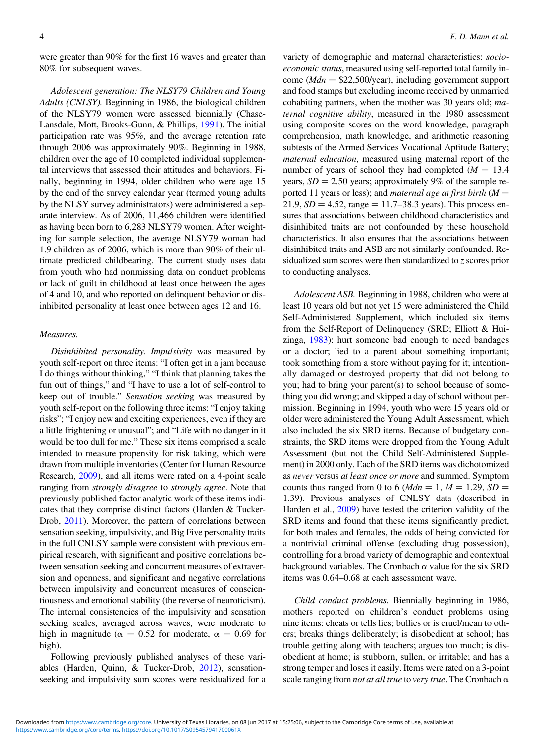were greater than 90% for the first 16 waves and greater than 80% for subsequent waves.

*Adolescent generation: The NLSY79 Children and Young Adults (CNLSY).* Beginning in 1986, the biological children of the NLSY79 women were assessed biennially (Chase-Lansdale, Mott, Brooks-Gunn, & Phillips, 1991). The initial participation rate was 95%, and the average retention rate through 2006 was approximately 90%. Beginning in 1988, children over the age of 10 completed individual supplemental interviews that assessed their attitudes and behaviors. Finally, beginning in 1994, older children who were age 15 by the end of the survey calendar year (termed young adults by the NLSY survey administrators) were administered a separate interview. As of 2006, 11,466 children were identified as having been born to 6,283 NLSY79 women. After weighting for sample selection, the average NLSY79 woman had 1.9 children as of 2006, which is more than 90% of their ultimate predicted childbearing. The current study uses data from youth who had nonmissing data on conduct problems or lack of guilt in childhood at least once between the ages of 4 and 10, and who reported on delinquent behavior or disinhibited personality at least once between ages 12 and 16.

*Measures.*

*Disinhibited personality. Impulsivity* was measured by youth self-report on three items: "I often get in a jam because I do things without thinking," "I think that planning takes the fun out of things," and "I have to use a lot of self-control to keep out of trouble." *Sensation seeking* was measured by youth self-report on the following three items: "I enjoy taking risks"; "I enjoy new and exciting experiences, even if they are a little frightening or unusual"; and "Life with no danger in it would be too dull for me." These six items comprised a scale intended to measure propensity for risk taking, which were drawn from multiple inventories (Center for Human Resource Research, 2009), and all items were rated on a 4-point scale ranging from *strongly disagree* to *strongly agree*. Note that previously published factor analytic work of these items indicates that they comprise distinct factors (Harden & Tucker-Drob, 2011). Moreover, the pattern of correlations between sensation seeking, impulsivity, and Big Five personality traits in the full CNLSY sample were consistent with previous empirical research, with significant and positive correlations between sensation seeking and concurrent measures of extraversion and openness, and significant and negative correlations between impulsivity and concurrent measures of conscientiousness and emotional stability (the reverse of neuroticism). The internal consistencies of the impulsivity and sensation seeking scales, averaged across waves, were moderate to high in magnitude ($\alpha = 0.52$ for moderate, $\alpha = 0.69$ for high).

Following previously published analyses of these variables (Harden, Quinn, & Tucker-Drob, 2012), sensation-seeking and impulsivity sum scores were residualized for a variety of demographic and maternal characteristics: *socioeconomic status*, measured using self-reported total family income ($Mdn$ = \$22,500/year), including government support and food stamps but excluding income received by unmarried cohabiting partners, when the mother was 30 years old; *maternal cognitive ability*, measured in the 1980 assessment using composite scores on the word knowledge, paragraph comprehension, math knowledge, and arithmetic reasoning subtests of the Armed Services Vocational Aptitude Battery; *maternal education*, measured using maternal report of the number of years of school they had completed ($M = 13.4$ years, $SD = 2.50$ years; approximately 9% of the sample reported 11 years or less); and *maternal age at first birth* ($M = 21.9$, $SD = 4.52$, range = 11.7–38.3 years). This process ensures that associations between childhood characteristics and disinhibited traits are not confounded by these household characteristics. It also ensures that the associations between disinhibited traits and ASB are not similarly confounded. Residualized sum scores were then standardized to $z$ scores prior to conducting analyses.

*Adolescent ASB.* Beginning in 1988, children who were at least 10 years old but not yet 15 were administered the Child Self-Administered Supplement, which included six items from the Self-Report of Delinquency (SRD; Elliott & Huizinga, 1983): hurt someone bad enough to need bandages or a doctor; lied to a parent about something important; took something from a store without paying for it; intentionally damaged or destroyed property that did not belong to you; had to bring your parent(s) to school because of something you did wrong; and skipped a day of school without permission. Beginning in 1994, youth who were 15 years old or older were administered the Young Adult Assessment, which also included the six SRD items. Because of budgetary constraints, the SRD items were dropped from the Young Adult Assessment (but not the Child Self-Administered Supplement) in 2000 only. Each of the SRD items was dichotomized as *never* versus *at least once or more* and summed. Symptom counts thus ranged from 0 to 6 ($Mdn = 1$, $M = 1.29$, $SD = 1.39$). Previous analyses of CNLSY data (described in Harden et al., 2009) have tested the criterion validity of the SRD items and found that these items significantly predict, for both males and females, the odds of being convicted for a nontrivial criminal offense (excluding drug possession), controlling for a broad variety of demographic and contextual background variables. The Cronbach $\alpha$ value for the six SRD items was 0.64–0.68 at each assessment wave.

*Child conduct problems.* Biennially beginning in 1986, mothers reported on children's conduct problems using nine items: cheats or tells lies; bullies or is cruel/mean to others; breaks things deliberately; is disobedient at school; has trouble getting along with teachers; argues too much; is disobedient at home; is stubborn, sullen, or irritable; and has a strong temper and loses it easily. Items were rated on a 3-point scale ranging from *not at all true* to *very true*. The Cronbach $\alpha$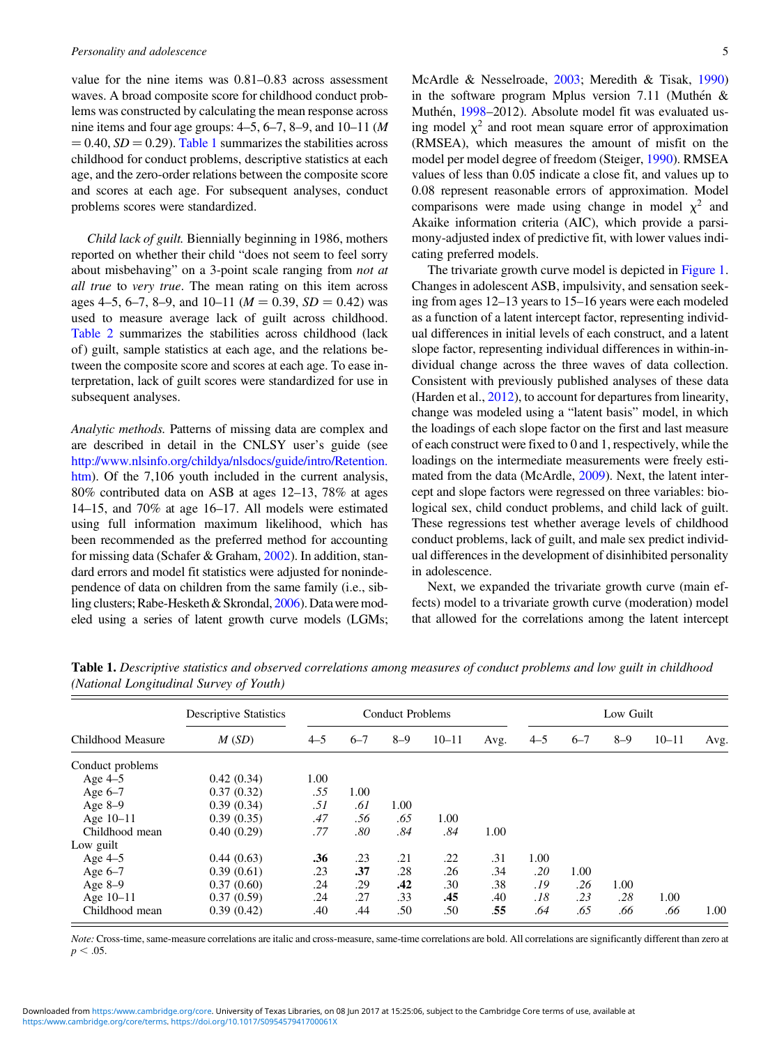value for the nine items was 0.81–0.83 across assessment waves. A broad composite score for childhood conduct problems was constructed by calculating the mean response across nine items and four age groups: 4–5, 6–7, 8–9, and 10–11 ($M = 0.40$, $SD = 0.29$). Table 1 summarizes the stabilities across childhood for conduct problems, descriptive statistics at each age, and the zero-order relations between the composite score and scores at each age. For subsequent analyses, conduct problems scores were standardized.

*Child lack of guilt.* Biennially beginning in 1986, mothers reported on whether their child "does not seem to feel sorry about misbehaving" on a 3-point scale ranging from *not at all true* to *very true*. The mean rating on this item across ages 4–5, 6–7, 8–9, and 10–11 ($M = 0.39$, $SD = 0.42$) was used to measure average lack of guilt across childhood. Table 2 summarizes the stabilities across childhood (lack of) guilt, sample statistics at each age, and the relations between the composite score and scores at each age. To ease interpretation, lack of guilt scores were standardized for use in subsequent analyses.

*Analytic methods.* Patterns of missing data are complex and are described in detail in the CNLSY user's guide (see http://www.nlsinfo.org/childya/nlsdocs/guide/intro/Retention.htm). Of the 7,106 youth included in the current analysis, 80% contributed data on ASB at ages 12–13, 78% at ages 14–15, and 70% at age 16–17. All models were estimated using full information maximum likelihood, which has been recommended as the preferred method for accounting for missing data (Schafer & Graham, 2002). In addition, standard errors and model fit statistics were adjusted for nonindependence of data on children from the same family (i.e., sibling clusters; Rabe-Hesketh & Skrondal, 2006). Data were modeled using a series of latent growth curve models (LGMs; McArdle & Nesselroade, 2003; Meredith & Tisak, 1990) in the software program Mplus version 7.11 (Muthén & Muthén, 1998–2012). Absolute model fit was evaluated using model $\chi^2$ and root mean square error of approximation (RMSEA), which measures the amount of misfit on the model per model degree of freedom (Steiger, 1990). RMSEA values of less than 0.05 indicate a close fit, and values up to 0.08 represent reasonable errors of approximation. Model comparisons were made using change in model $\chi^2$ and Akaike information criteria (AIC), which provide a parsimony-adjusted index of predictive fit, with lower values indicating preferred models.

The trivariate growth curve model is depicted in Figure 1. Changes in adolescent ASB, impulsivity, and sensation seeking from ages 12–13 years to 15–16 years were each modeled as a function of a latent intercept factor, representing individual differences in initial levels of each construct, and a latent slope factor, representing individual differences in within-individual change across the three waves of data collection. Consistent with previously published analyses of these data (Harden et al., 2012), to account for departures from linearity, change was modeled using a "latent basis" model, in which the loadings of each slope factor on the first and last measure of each construct were fixed to 0 and 1, respectively, while the loadings on the intermediate measurements were freely estimated from the data (McArdle, 2009). Next, the latent intercept and slope factors were regressed on three variables: biological sex, child conduct problems, and child lack of guilt. These regressions test whether average levels of childhood conduct problems, lack of guilt, and male sex predict individual differences in the development of disinhibited personality in adolescence.

Next, we expanded the trivariate growth curve (main effects) model to a trivariate growth curve (moderation) model that allowed for the correlations among the latent intercept

**Table 1.** *Descriptive statistics and observed correlations among measures of conduct problems and low guilt in childhood (National Longitudinal Survey of Youth)*

| | Descriptive Statistics | Conduct Problems | | | | | Low Guilt | | | | |
|---|---|---|---|---|---|---|---|---|---|---|---|
| Childhood Measure | *M* (*SD*) | 4–5 | 6–7 | 8–9 | 10–11 | Avg. | 4–5 | 6–7 | 8–9 | 10–11 | Avg. |
| Conduct problems | | | | | | | | | | | |
| Age 4–5 | 0.42 (0.34) | 1.00 | | | | | | | | | |
| Age 6–7 | 0.37 (0.32) | *.55* | 1.00 | | | | | | | | |
| Age 8–9 | 0.39 (0.34) | *.51* | *.61* | 1.00 | | | | | | | |
| Age 10–11 | 0.39 (0.35) | *.47* | *.56* | *.65* | 1.00 | | | | | | |
| Childhood mean | 0.40 (0.29) | *.77* | *.80* | *.84* | *.84* | 1.00 | | | | | |
| Low guilt | | | | | | | | | | | |
| Age 4–5 | 0.44 (0.63) | **.36** | .23 | .21 | .22 | .31 | 1.00 | | | | |
| Age 6–7 | 0.39 (0.61) | .23 | **.37** | .28 | .26 | .34 | *.20* | 1.00 | | | |
| Age 8–9 | 0.37 (0.60) | .24 | .29 | **.42** | .30 | .38 | *.19* | *.26* | 1.00 | | |
| Age 10–11 | 0.37 (0.59) | .24 | .27 | .33 | **.45** | .40 | *.18* | *.23* | *.28* | 1.00 | |
| Childhood mean | 0.39 (0.42) | .40 | .44 | .50 | .50 | **.55** | *.64* | *.65* | *.66* | *.66* | 1.00 |

*Note:* Cross-time, same-measure correlations are italic and cross-measure, same-time correlations are bold. All correlations are significantly different than zero at $p < .05$.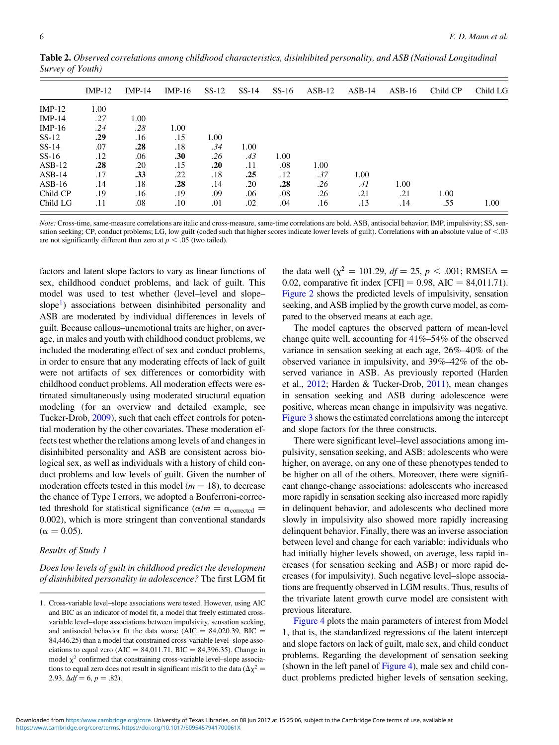**Table 2.** *Observed correlations among childhood characteristics, disinhibited personality, and ASB (National Longitudinal Survey of Youth)*

| | IMP-12 | IMP-14 | IMP-16 | SS-12 | SS-14 | SS-16 | ASB-12 | ASB-14 | ASB-16 | Child CP | Child LG |
|---|---|---|---|---|---|---|---|---|---|---|---|
| IMP-12 | 1.00 | | | | | | | | | | |
| IMP-14 | *.27* | 1.00 | | | | | | | | | |
| IMP-16 | *.24* | *.28* | 1.00 | | | | | | | | |
| SS-12 | **.29** | .16 | .15 | 1.00 | | | | | | | |
| SS-14 | .07 | **.28** | .18 | *.34* | 1.00 | | | | | | |
| SS-16 | .12 | .06 | **.30** | *.26* | *.43* | 1.00 | | | | | |
| ASB-12 | **.28** | .20 | .15 | **.20** | .11 | .08 | 1.00 | | | | |
| ASB-14 | .17 | **.33** | .22 | .18 | **.25** | .12 | *.37* | 1.00 | | | |
| ASB-16 | .14 | .18 | **.28** | .14 | .20 | **.28** | *.26* | *.41* | 1.00 | | |
| Child CP | .19 | .16 | .19 | .09 | .06 | .08 | .26 | .21 | .21 | 1.00 | |
| Child LG | .11 | .08 | .10 | .01 | .02 | .04 | .16 | .13 | .14 | .55 | 1.00 |

*Note:* Cross-time, same-measure correlations are italic and cross-measure, same-time correlations are bold. ASB, antisocial behavior; IMP, impulsivity; SS, sensation seeking; CP, conduct problems; LG, low guilt (coded such that higher scores indicate lower levels of guilt). Correlations with an absolute value of <.03 are not significantly different than zero at $p < .05$ (two tailed).

factors and latent slope factors to vary as linear functions of sex, childhood conduct problems, and lack of guilt. This model was used to test whether (level–level and slope–slope[1]) associations between disinhibited personality and ASB are moderated by individual differences in levels of guilt. Because callous–unemotional traits are higher, on average, in males and youth with childhood conduct problems, we included the moderating effect of sex and conduct problems, in order to ensure that any moderating effects of lack of guilt were not artifacts of sex differences or comorbidity with childhood conduct problems. All moderation effects were estimated simultaneously using moderated structural equation modeling (for an overview and detailed example, see Tucker-Drob, 2009), such that each effect controls for potential moderation by the other covariates. These moderation effects test whether the relations among levels of and changes in disinhibited personality and ASB are consistent across biological sex, as well as individuals with a history of child conduct problems and low levels of guilt. Given the number of moderation effects tested in this model ($m = 18$), to decrease the chance of Type I errors, we adopted a Bonferroni-corrected threshold for statistical significance ($\alpha/m = \alpha_{\text{corrected}} = 0.002$), which is more stringent than conventional standards ($\alpha = 0.05$).

### Results of Study 1

*Does low levels of guilt in childhood predict the development of disinhibited personality in adolescence?* The first LGM fit the data well ($\chi^2 = 101.29$, $df = 25$, $p < .001$; RMSEA = 0.02, comparative fit index [CFI] = 0.98, AIC = 84,011.71). Figure 2 shows the predicted levels of impulsivity, sensation seeking, and ASB implied by the growth curve model, as compared to the observed means at each age.

The model captures the observed pattern of mean-level change quite well, accounting for 41%–54% of the observed variance in sensation seeking at each age, 26%–40% of the observed variance in impulsivity, and 39%–42% of the observed variance in ASB. As previously reported (Harden et al., 2012; Harden & Tucker-Drob, 2011), mean changes in sensation seeking and ASB during adolescence were positive, whereas mean change in impulsivity was negative. Figure 3 shows the estimated correlations among the intercept and slope factors for the three constructs.

There were significant level–level associations among impulsivity, sensation seeking, and ASB: adolescents who were higher, on average, on any one of these phenotypes tended to be higher on all of the others. Moreover, there were significant change-change associations: adolescents who increased more rapidly in sensation seeking also increased more rapidly in delinquent behavior, and adolescents who declined more slowly in impulsivity also showed more rapidly increasing delinquent behavior. Finally, there was an inverse association between level and change for each variable: individuals who had initially higher levels showed, on average, less rapid increases (for sensation seeking and ASB) or more rapid decreases (for impulsivity). Such negative level–slope associations are frequently observed in LGM results. Thus, results of the trivariate latent growth curve model are consistent with previous literature.

Figure 4 plots the main parameters of interest from Model 1, that is, the standardized regressions of the latent intercept and slope factors on lack of guilt, male sex, and child conduct problems. Regarding the development of sensation seeking (shown in the left panel of Figure 4), male sex and child conduct problems predicted higher levels of sensation seeking,

1. Cross-variable level–slope associations were tested. However, using AIC and BIC as an indicator of model fit, a model that freely estimated cross-variable level–slope associations between impulsivity, sensation seeking, and antisocial behavior fit the data worse (AIC = 84,020.39, BIC = 84,446.25) than a model that constrained cross-variable level–slope associations to equal zero (AIC = 84,011.71, BIC = 84,396.35). Change in model $\chi^2$ confirmed that constraining cross-variable level–slope associations to equal zero does not result in significant misfit to the data ($\Delta\chi^2 = 2.93$, $\Delta df = 6$, $p = .82$).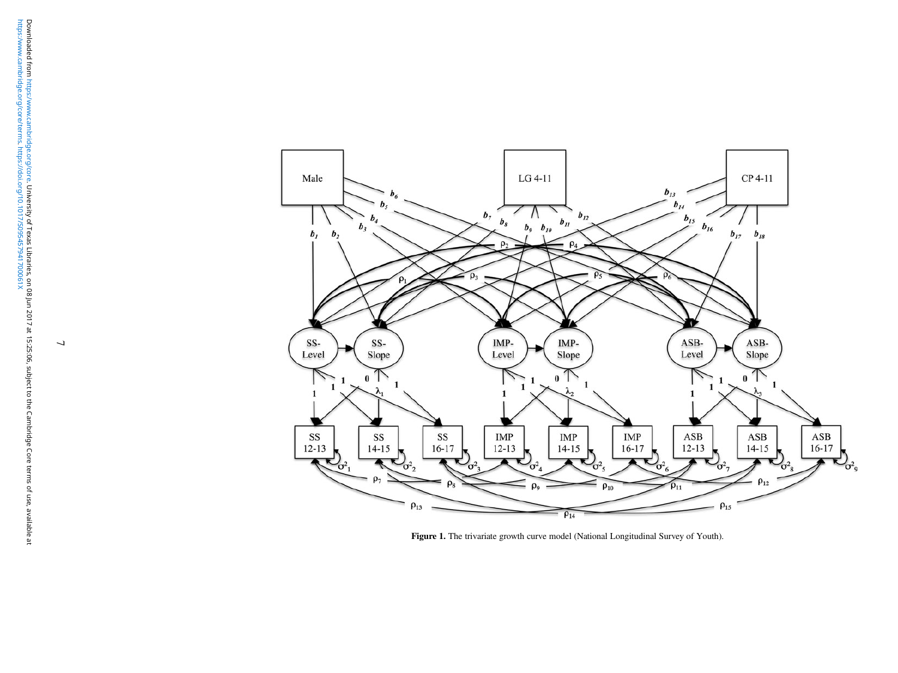**Figure 1.** The trivariate growth curve model (National Longitudinal Survey of Youth).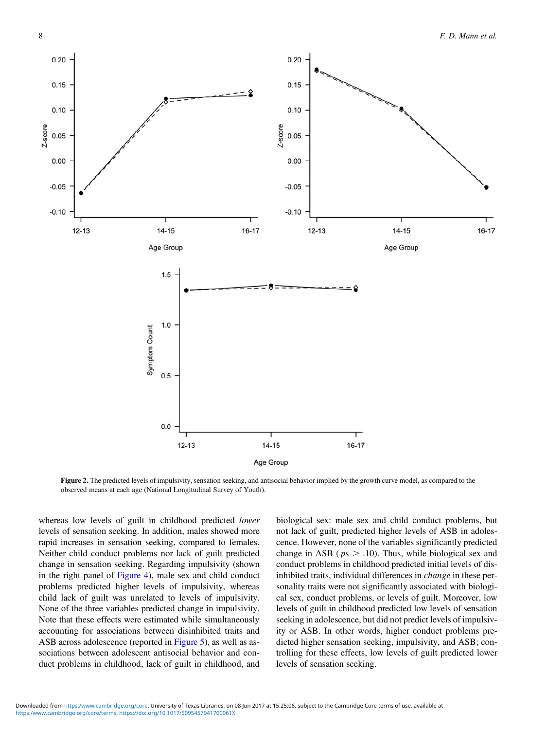**Figure 2.** The predicted levels of impulsivity, sensation seeking, and antisocial behavior implied by the growth curve model, as compared to the observed means at each age (National Longitudinal Survey of Youth).

whereas low levels of guilt in childhood predicted *lower* levels of sensation seeking. In addition, males showed more rapid increases in sensation seeking, compared to females. Neither child conduct problems nor lack of guilt predicted change in sensation seeking. Regarding impulsivity (shown in the right panel of Figure 4), male sex and child conduct problems predicted higher levels of impulsivity, whereas child lack of guilt was unrelated to levels of impulsivity. None of the three variables predicted change in impulsivity. Note that these effects were estimated while simultaneously accounting for associations between disinhibited traits and ASB across adolescence (reported in Figure 5), as well as associations between adolescent antisocial behavior and conduct problems in childhood, lack of guilt in childhood, and biological sex: male sex and child conduct problems, but not lack of guilt, predicted higher levels of ASB in adolescence. However, none of the variables significantly predicted change in ASB ($ps > .10$). Thus, while biological sex and conduct problems in childhood predicted initial levels of disinhibited traits, individual differences in *change* in these personality traits were not significantly associated with biological sex, conduct problems, or levels of guilt. Moreover, low levels of guilt in childhood predicted low levels of sensation seeking in adolescence, but did not predict levels of impulsivity or ASB. In other words, higher conduct problems predicted higher sensation seeking, impulsivity, and ASB; controlling for these effects, low levels of guilt predicted lower levels of sensation seeking.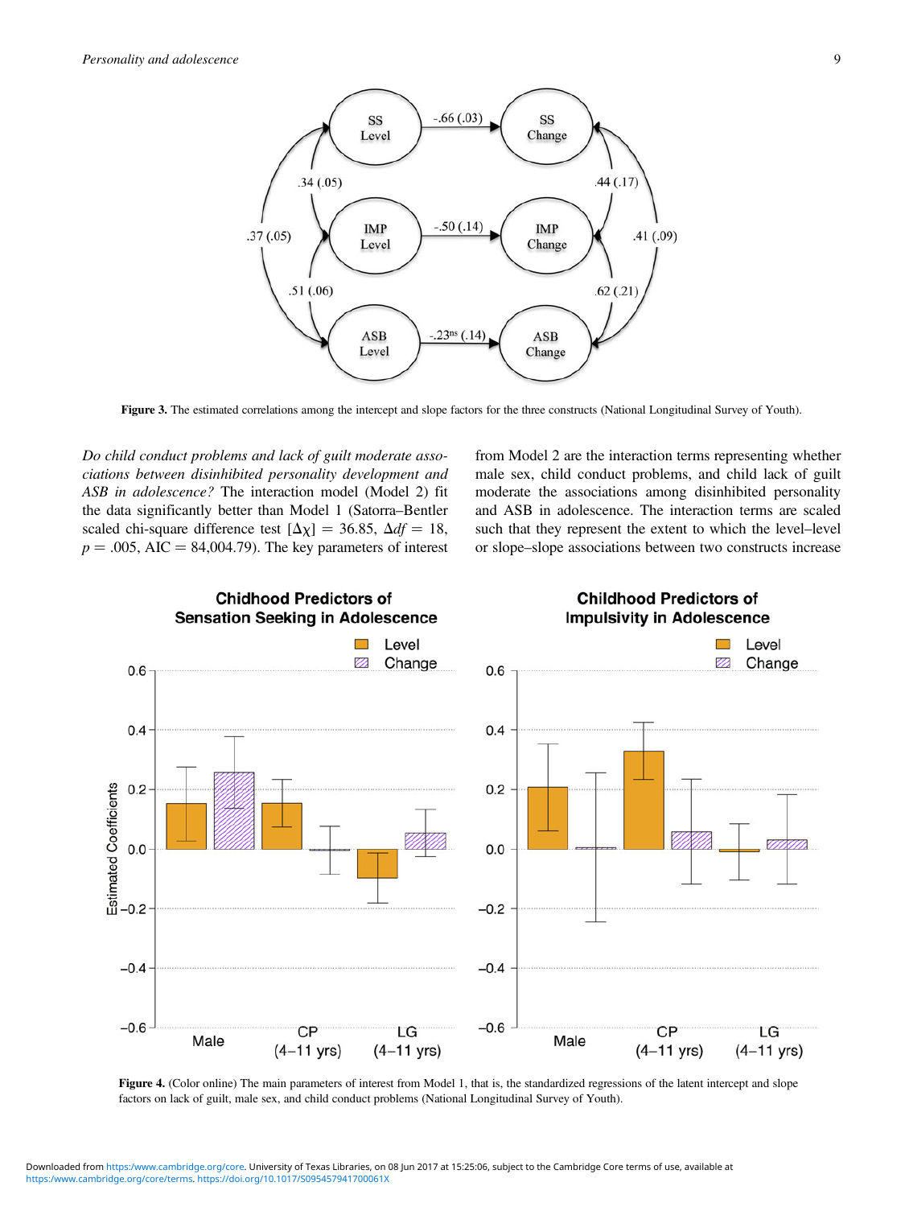Figure 3. The estimated correlations among the intercept and slope factors for the three constructs (National Longitudinal Survey of Youth).

*Do child conduct problems and lack of guilt moderate associations between disinhibited personality development and ASB in adolescence?* The interaction model (Model 2) fit the data significantly better than Model 1 (Satorra–Bentler scaled chi-square difference test [$\Delta\chi$] = 36.85, $\Delta df$ = 18, $p$ = .005, AIC = 84,004.79). The key parameters of interest from Model 2 are the interaction terms representing whether male sex, child conduct problems, and child lack of guilt moderate the associations among disinhibited personality and ASB in adolescence. The interaction terms are scaled such that they represent the extent to which the level–level or slope–slope associations between two constructs increase

Figure 4. (Color online) The main parameters of interest from Model 1, that is, the standardized regressions of the latent intercept and slope factors on lack of guilt, male sex, and child conduct problems (National Longitudinal Survey of Youth).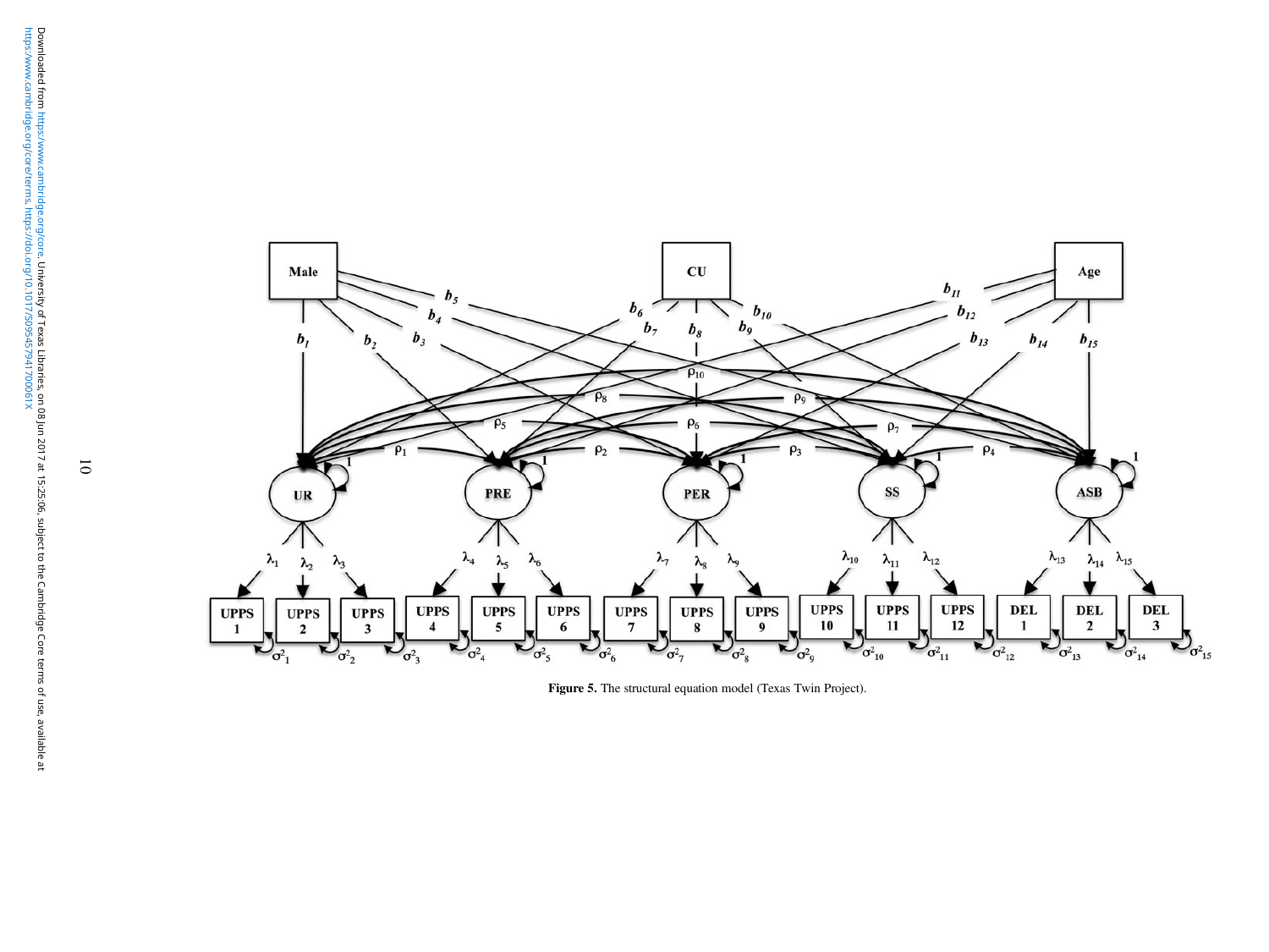Figure 5. The structural equation model (Texas Twin Project).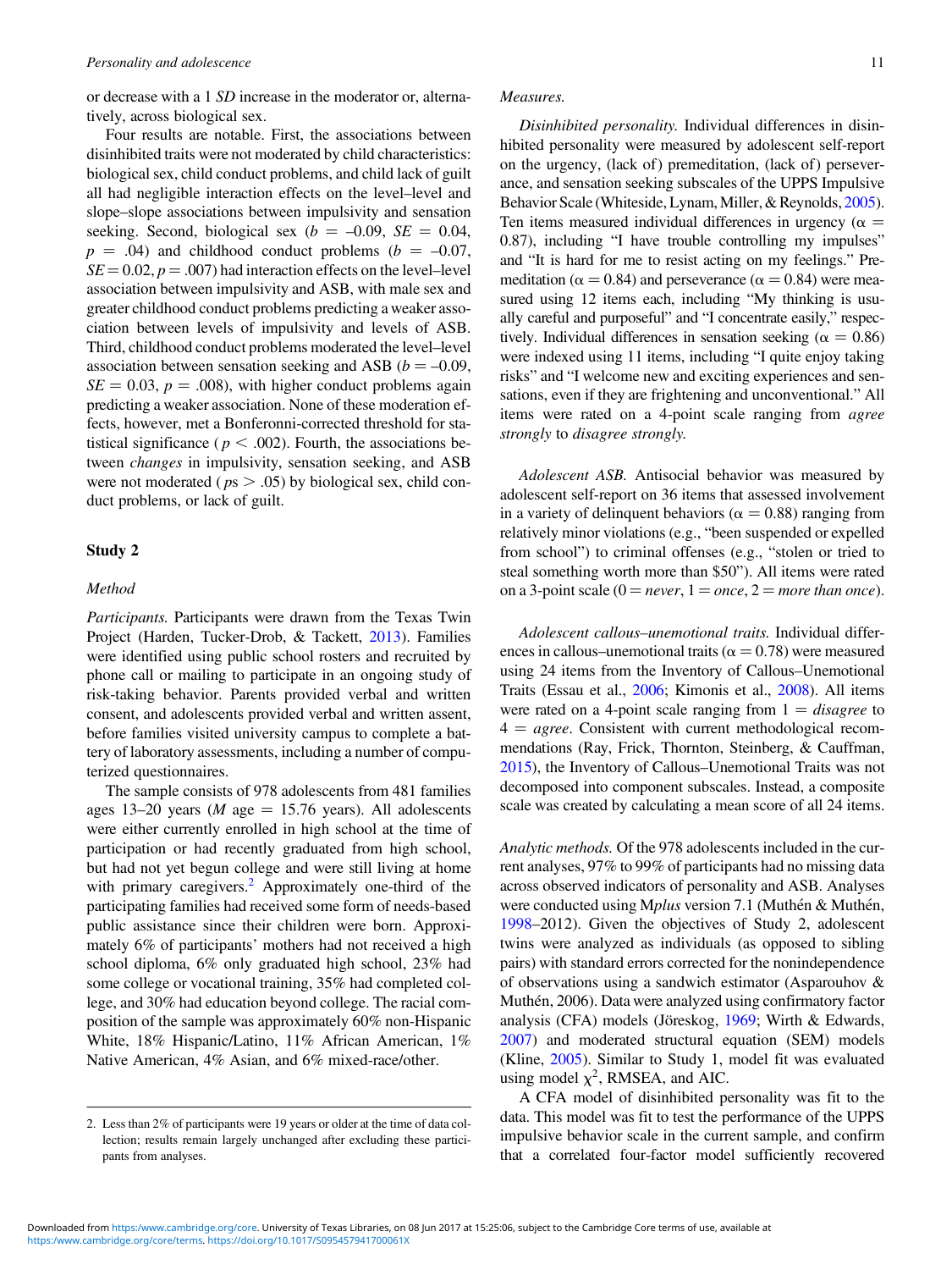or decrease with a 1 *SD* increase in the moderator or, alternatively, across biological sex.

Four results are notable. First, the associations between disinhibited traits were not moderated by child characteristics: biological sex, child conduct problems, and child lack of guilt all had negligible interaction effects on the level–level and slope–slope associations between impulsivity and sensation seeking. Second, biological sex ($b$ = –0.09, $SE$ = 0.04, $p$ = .04) and childhood conduct problems ($b$ = –0.07, $SE$ = 0.02, $p$ = .007) had interaction effects on the level–level association between impulsivity and ASB, with male sex and greater childhood conduct problems predicting a weaker association between levels of impulsivity and levels of ASB. Third, childhood conduct problems moderated the level–level association between sensation seeking and ASB ($b$ = –0.09, $SE$ = 0.03, $p$ = .008), with higher conduct problems again predicting a weaker association. None of these moderation effects, however, met a Bonferonni-corrected threshold for statistical significance ($p < .002$). Fourth, the associations between *changes* in impulsivity, sensation seeking, and ASB were not moderated ($p$s > .05) by biological sex, child conduct problems, or lack of guilt.

## Study 2

### Method

*Participants.* Participants were drawn from the Texas Twin Project (Harden, Tucker-Drob, & Tackett, 2013). Families were identified using public school rosters and recruited by phone call or mailing to participate in an ongoing study of risk-taking behavior. Parents provided verbal and written consent, and adolescents provided verbal and written assent, before families visited university campus to complete a battery of laboratory assessments, including a number of computerized questionnaires.

The sample consists of 978 adolescents from 481 families ages 13–20 years ($M$ age = 15.76 years). All adolescents were either currently enrolled in high school at the time of participation or had recently graduated from high school, but had not yet begun college and were still living at home with primary caregivers.[2] Approximately one-third of the participating families had received some form of needs-based public assistance since their children were born. Approximately 6% of participants' mothers had not received a high school diploma, 6% only graduated high school, 23% had some college or vocational training, 35% had completed college, and 30% had education beyond college. The racial composition of the sample was approximately 60% non-Hispanic White, 18% Hispanic/Latino, 11% African American, 1% Native American, 4% Asian, and 6% mixed-race/other.

*Measures.*

*Disinhibited personality.* Individual differences in disinhibited personality were measured by adolescent self-report on the urgency, (lack of) premeditation, (lack of) perseverance, and sensation seeking subscales of the UPPS Impulsive Behavior Scale (Whiteside, Lynam, Miller, & Reynolds, 2005). Ten items measured individual differences in urgency ($\alpha$ = 0.87), including "I have trouble controlling my impulses" and "It is hard for me to resist acting on my feelings." Premeditation ($\alpha$ = 0.84) and perseverance ($\alpha$ = 0.84) were measured using 12 items each, including "My thinking is usually careful and purposeful" and "I concentrate easily," respectively. Individual differences in sensation seeking ($\alpha$ = 0.86) were indexed using 11 items, including "I quite enjoy taking risks" and "I welcome new and exciting experiences and sensations, even if they are frightening and unconventional." All items were rated on a 4-point scale ranging from *agree strongly* to *disagree strongly.*

*Adolescent ASB.* Antisocial behavior was measured by adolescent self-report on 36 items that assessed involvement in a variety of delinquent behaviors ($\alpha$ = 0.88) ranging from relatively minor violations (e.g., "been suspended or expelled from school") to criminal offenses (e.g., "stolen or tried to steal something worth more than \$50"). All items were rated on a 3-point scale (0 = *never*, 1 = *once*, 2 = *more than once*).

*Adolescent callous–unemotional traits.* Individual differences in callous–unemotional traits ($\alpha$ = 0.78) were measured using 24 items from the Inventory of Callous–Unemotional Traits (Essau et al., 2006; Kimonis et al., 2008). All items were rated on a 4-point scale ranging from 1 = *disagree* to 4 = *agree*. Consistent with current methodological recommendations (Ray, Frick, Thornton, Steinberg, & Cauffman, 2015), the Inventory of Callous–Unemotional Traits was not decomposed into component subscales. Instead, a composite scale was created by calculating a mean score of all 24 items.

*Analytic methods.* Of the 978 adolescents included in the current analyses, 97% to 99% of participants had no missing data across observed indicators of personality and ASB. Analyses were conducted using M*plus* version 7.1 (Muthén & Muthén, 1998–2012). Given the objectives of Study 2, adolescent twins were analyzed as individuals (as opposed to sibling pairs) with standard errors corrected for the nonindependence of observations using a sandwich estimator (Asparouhov & Muthén, 2006). Data were analyzed using confirmatory factor analysis (CFA) models (Jöreskog, 1969; Wirth & Edwards, 2007) and moderated structural equation (SEM) models (Kline, 2005). Similar to Study 1, model fit was evaluated using model $\chi^2$, RMSEA, and AIC.

A CFA model of disinhibited personality was fit to the data. This model was fit to test the performance of the UPPS impulsive behavior scale in the current sample, and confirm that a correlated four-factor model sufficiently recovered

2. Less than 2% of participants were 19 years or older at the time of data collection; results remain largely unchanged after excluding these participants from analyses.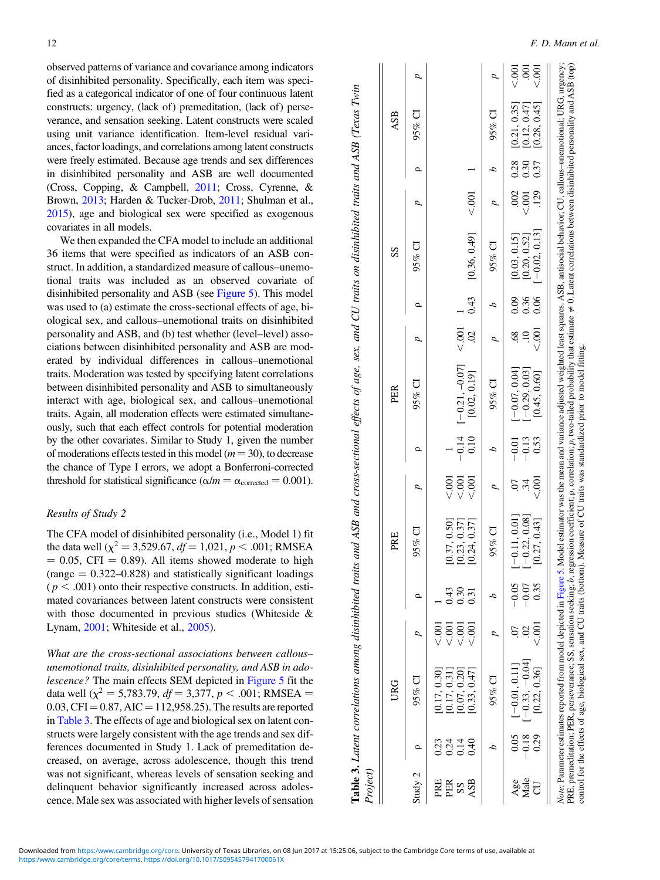observed patterns of variance and covariance among indicators of disinhibited personality. Specifically, each item was specified as a categorical indicator of one of four continuous latent constructs: urgency, (lack of) premeditation, (lack of) perseverance, and sensation seeking. Latent constructs were scaled using unit variance identification. Item-level residual variances, factor loadings, and correlations among latent constructs were freely estimated. Because age trends and sex differences in disinhibited personality and ASB are well documented (Cross, Copping, & Campbell, 2011; Cross, Cyrenne, & Brown, 2013; Harden & Tucker-Drob, 2011; Shulman et al., 2015), age and biological sex were specified as exogenous covariates in all models.

We then expanded the CFA model to include an additional 36 items that were specified as indicators of an ASB construct. In addition, a standardized measure of callous–unemotional traits was included as an observed covariate of disinhibited personality and ASB (see Figure 5). This model was used to (a) estimate the cross-sectional effects of age, biological sex, and callous–unemotional traits on disinhibited personality and ASB, and (b) test whether (level–level) associations between disinhibited personality and ASB are moderated by individual differences in callous–unemotional traits. Moderation was tested by specifying latent correlations between disinhibited personality and ASB to simultaneously interact with age, biological sex, and callous–unemotional traits. Again, all moderation effects were estimated simultaneously, such that each effect controls for potential moderation by the other covariates. Similar to Study 1, given the number of moderations effects tested in this model ($m = 30$), to decrease the chance of Type I errors, we adopt a Bonferroni-corrected threshold for statistical significance ($\alpha/m = \alpha_{\text{corrected}} = 0.001$).

### *Results of Study 2*

The CFA model of disinhibited personality (i.e., Model 1) fit the data well ($\chi^2 = 3{,}529.67$, $df = 1{,}021$, $p < .001$; RMSEA $= 0.05$, CFI $= 0.89$). All items showed moderate to high (range $= 0.322$–$0.828$) and statistically significant loadings ($p < .001$) onto their respective constructs. In addition, estimated covariances between latent constructs were consistent with those documented in previous studies (Whiteside & Lynam, 2001; Whiteside et al., 2005).

*What are the cross-sectional associations between callous–unemotional traits, disinhibited personality, and ASB in adolescence?* The main effects SEM depicted in Figure 5 fit the data well ($\chi^2 = 5{,}783.79$, $df = 3{,}377$, $p < .001$; RMSEA $= 0.03$, CFI $= 0.87$, AIC $= 112{,}958.25$). The results are reported in Table 3. The effects of age and biological sex on latent constructs were largely consistent with the age trends and sex differences documented in Study 1. Lack of premeditation decreased, on average, across adolescence, though this trend was not significant, whereas levels of sensation seeking and delinquent behavior significantly increased across adolescence. Male sex was associated with higher levels of sensation

**Table 3.** *Latent correlations among disinhibited traits and ASB and cross-sectional effects of age, sex, and CU traits on disinhibited traits and ASB (Texas Twin Project)*

| | URG | | | PRE | | | PER | | | SS | | | ASB | | |
|---|---|---|---|---|---|---|---|---|---|---|---|---|---|---|---|
| Study 2 | ρ | 95% CI | *p* | ρ | 95% CI | *p* | ρ | 95% CI | *p* | ρ | 95% CI | *p* | ρ | 95% CI | *p* |
| PRE | 0.23 | [0.17, 0.30] | <.001 | 1 | | | | | | | | | | | |
| PER | 0.24 | [0.17, 0.31] | <.001 | 0.43 | [0.37, 0.50] | <.001 | 1 | | | | | | | | |
| SS | 0.14 | [0.07, 0.20] | <.001 | 0.30 | [0.23, 0.37] | <.001 | −0.14 | [−0.21, −0.07] | <.001 | 1 | | | | | |
| ASB | 0.40 | [0.33, 0.47] | <.001 | 0.31 | [0.24, 0.37] | <.001 | 0.10 | [0.02, 0.19] | .02 | 0.43 | [0.36, 0.49] | <.001 | 1 | | |
| | *b* | 95% CI | *p* | *b* | 95% CI | *p* | *b* | 95% CI | *p* | *b* | 95% CI | *p* | *b* | 95% CI | *p* |
| Age | 0.05 | [−0.01, 0.11] | .07 | −0.05 | [−0.11, 0.01] | .07 | −0.01 | [−0.07, 0.04] | .68 | 0.09 | [0.03, 0.15] | .002 | 0.28 | [0.21, 0.35] | <.001 |
| Male | −0.18 | [−0.33, −0.04] | .02 | −0.07 | [−0.22, 0.08] | .34 | −0.13 | [−0.29, 0.03] | .10 | 0.36 | [0.20, 0.52] | <.001 | 0.30 | [0.12, 0.47] | .001 |
| CU | 0.29 | [0.22, 0.36] | <.001 | 0.35 | [0.27, 0.43] | <.001 | 0.53 | [0.45, 0.60] | <.001 | 0.06 | [−0.02, 0.13] | .129 | 0.37 | [0.28, 0.45] | <.001 |

*Note:* Parameter estimates reported from model depicted in Figure 5. Model estimator was the mean and variance adjusted weighted least squares. ASB, antisocial behavior; CU, callous–unemotional; URG, urgency; PRE, premeditation; PER, perseverance; SS, sensation seeking; *b*, regression coefficient; ρ, correlation; *p*, two-tailed probability that estimate ≠ 0. Latent correlations between disinhibited personality and ASB (top) control for the effects of age, biological sex, and CU traits (bottom). Measure of CU traits was standardized prior to model fitting.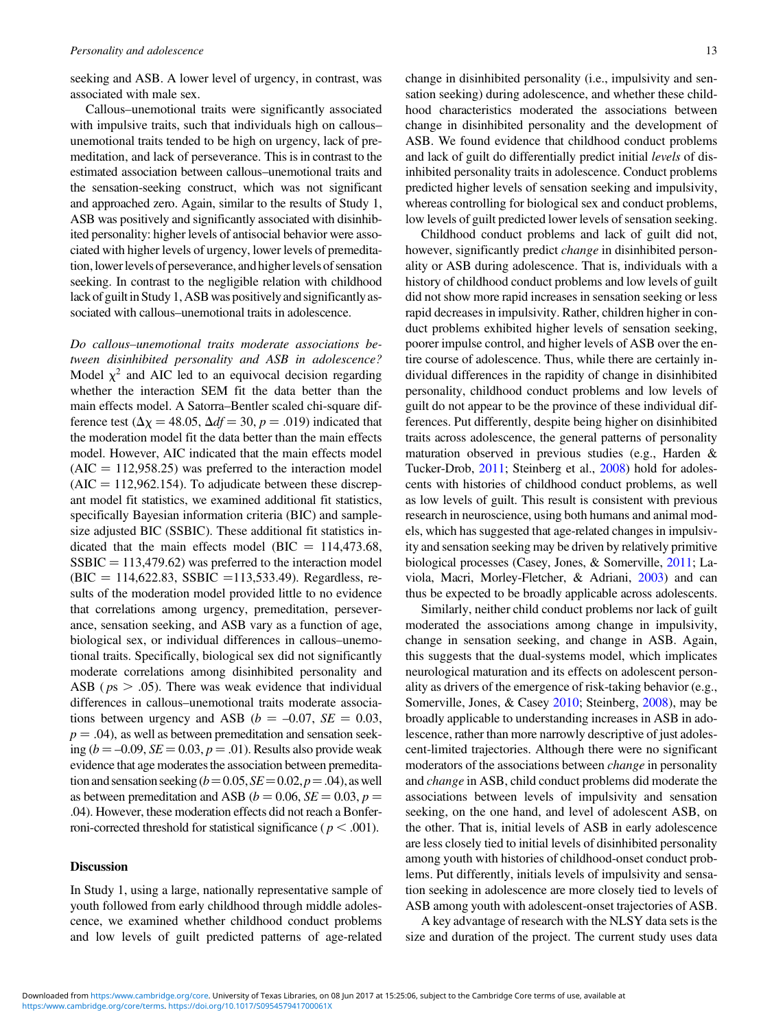seeking and ASB. A lower level of urgency, in contrast, was associated with male sex.

Callous–unemotional traits were significantly associated with impulsive traits, such that individuals high on callous–unemotional traits tended to be high on urgency, lack of premeditation, and lack of perseverance. This is in contrast to the estimated association between callous–unemotional traits and the sensation-seeking construct, which was not significant and approached zero. Again, similar to the results of Study 1, ASB was positively and significantly associated with disinhibited personality: higher levels of antisocial behavior were associated with higher levels of urgency, lower levels of premeditation, lower levels of perseverance, and higher levels of sensation seeking. In contrast to the negligible relation with childhood lack of guilt in Study 1, ASB was positively and significantly associated with callous–unemotional traits in adolescence.

*Do callous–unemotional traits moderate associations between disinhibited personality and ASB in adolescence?* Model $\chi^2$ and AIC led to an equivocal decision regarding whether the interaction SEM fit the data better than the main effects model. A Satorra–Bentler scaled chi-square difference test ($\Delta\chi = 48.05$, $\Delta df = 30$, $p = .019$) indicated that the moderation model fit the data better than the main effects model. However, AIC indicated that the main effects model (AIC = 112,958.25) was preferred to the interaction model (AIC = 112,962.154). To adjudicate between these discrepant model fit statistics, we examined additional fit statistics, specifically Bayesian information criteria (BIC) and sample-size adjusted BIC (SSBIC). These additional fit statistics indicated that the main effects model (BIC = 114,473.68, SSBIC = 113,479.62) was preferred to the interaction model (BIC = 114,622.83, SSBIC =113,533.49). Regardless, results of the moderation model provided little to no evidence that correlations among urgency, premeditation, perseverance, sensation seeking, and ASB vary as a function of age, biological sex, or individual differences in callous–unemotional traits. Specifically, biological sex did not significantly moderate correlations among disinhibited personality and ASB ($ps > .05$). There was weak evidence that individual differences in callous–unemotional traits moderate associations between urgency and ASB ($b = –0.07$, $SE = 0.03$, $p = .04$), as well as between premeditation and sensation seeking ($b = –0.09$, $SE = 0.03$, $p = .01$). Results also provide weak evidence that age moderates the association between premeditation and sensation seeking ($b = 0.05$, $SE = 0.02$, $p = .04$), as well as between premeditation and ASB ($b = 0.06$, $SE = 0.03$, $p = .04$). However, these moderation effects did not reach a Bonferroni-corrected threshold for statistical significance ($p < .001$).

## Discussion

In Study 1, using a large, nationally representative sample of youth followed from early childhood through middle adolescence, we examined whether childhood conduct problems and low levels of guilt predicted patterns of age-related change in disinhibited personality (i.e., impulsivity and sensation seeking) during adolescence, and whether these childhood characteristics moderated the associations between change in disinhibited personality and the development of ASB. We found evidence that childhood conduct problems and lack of guilt do differentially predict initial *levels* of disinhibited personality traits in adolescence. Conduct problems predicted higher levels of sensation seeking and impulsivity, whereas controlling for biological sex and conduct problems, low levels of guilt predicted lower levels of sensation seeking.

Childhood conduct problems and lack of guilt did not, however, significantly predict *change* in disinhibited personality or ASB during adolescence. That is, individuals with a history of childhood conduct problems and low levels of guilt did not show more rapid increases in sensation seeking or less rapid decreases in impulsivity. Rather, children higher in conduct problems exhibited higher levels of sensation seeking, poorer impulse control, and higher levels of ASB over the entire course of adolescence. Thus, while there are certainly individual differences in the rapidity of change in disinhibited personality, childhood conduct problems and low levels of guilt do not appear to be the province of these individual differences. Put differently, despite being higher on disinhibited traits across adolescence, the general patterns of personality maturation observed in previous studies (e.g., Harden & Tucker-Drob, 2011; Steinberg et al., 2008) hold for adolescents with histories of childhood conduct problems, as well as low levels of guilt. This result is consistent with previous research in neuroscience, using both humans and animal models, which has suggested that age-related changes in impulsivity and sensation seeking may be driven by relatively primitive biological processes (Casey, Jones, & Somerville, 2011; Laviola, Macri, Morley-Fletcher, & Adriani, 2003) and can thus be expected to be broadly applicable across adolescents.

Similarly, neither child conduct problems nor lack of guilt moderated the associations among change in impulsivity, change in sensation seeking, and change in ASB. Again, this suggests that the dual-systems model, which implicates neurological maturation and its effects on adolescent personality as drivers of the emergence of risk-taking behavior (e.g., Somerville, Jones, & Casey 2010; Steinberg, 2008), may be broadly applicable to understanding increases in ASB in adolescence, rather than more narrowly descriptive of just adolescent-limited trajectories. Although there were no significant moderators of the associations between *change* in personality and *change* in ASB, child conduct problems did moderate the associations between levels of impulsivity and sensation seeking, on the one hand, and level of adolescent ASB, on the other. That is, initial levels of ASB in early adolescence are less closely tied to initial levels of disinhibited personality among youth with histories of childhood-onset conduct problems. Put differently, initials levels of impulsivity and sensation seeking in adolescence are more closely tied to levels of ASB among youth with adolescent-onset trajectories of ASB.

A key advantage of research with the NLSY data sets is the size and duration of the project. The current study uses data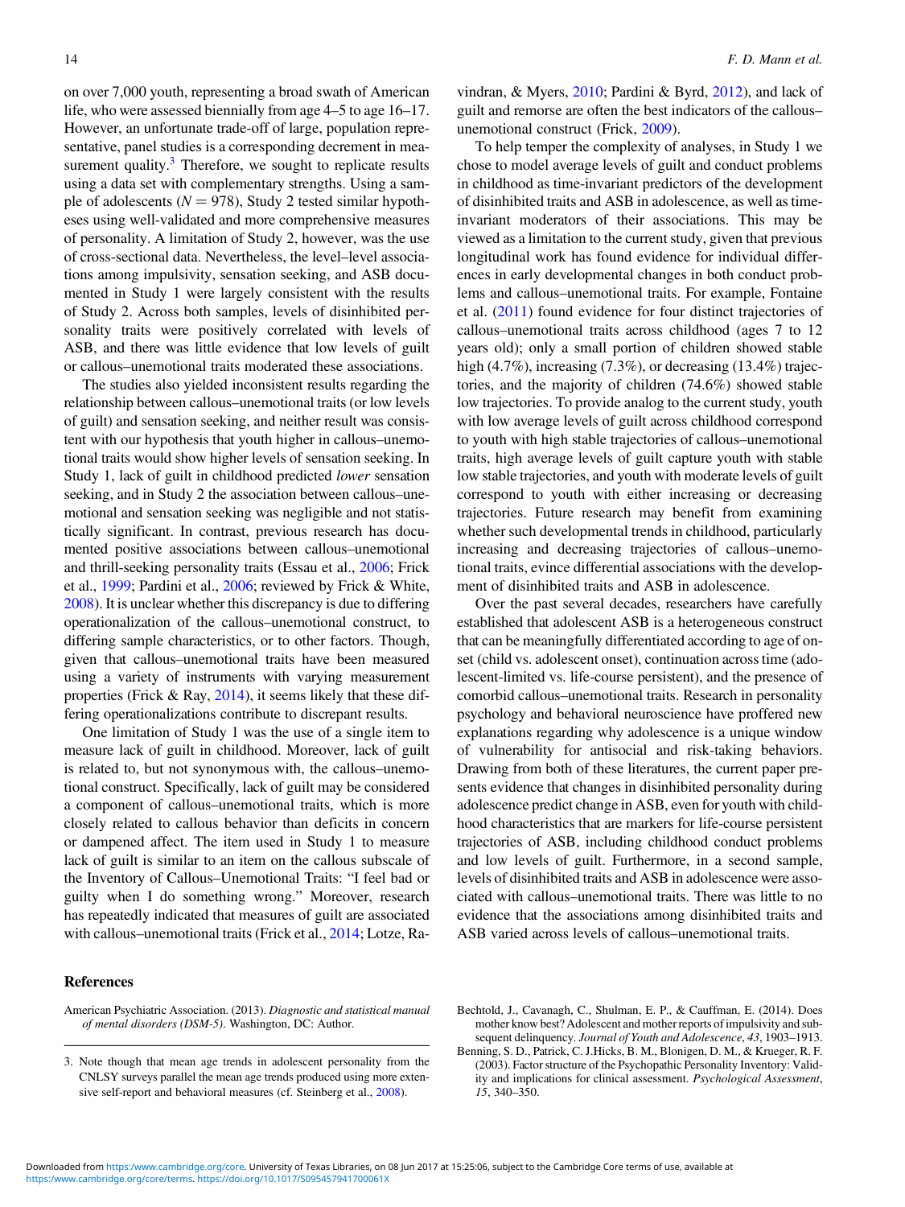on over 7,000 youth, representing a broad swath of American life, who were assessed biennially from age 4–5 to age 16–17. However, an unfortunate trade-off of large, population representative, panel studies is a corresponding decrement in measurement quality.[3] Therefore, we sought to replicate results using a data set with complementary strengths. Using a sample of adolescents ($N = 978$), Study 2 tested similar hypotheses using well-validated and more comprehensive measures of personality. A limitation of Study 2, however, was the use of cross-sectional data. Nevertheless, the level–level associations among impulsivity, sensation seeking, and ASB documented in Study 1 were largely consistent with the results of Study 2. Across both samples, levels of disinhibited personality traits were positively correlated with levels of ASB, and there was little evidence that low levels of guilt or callous–unemotional traits moderated these associations.

The studies also yielded inconsistent results regarding the relationship between callous–unemotional traits (or low levels of guilt) and sensation seeking, and neither result was consistent with our hypothesis that youth higher in callous–unemotional traits would show higher levels of sensation seeking. In Study 1, lack of guilt in childhood predicted *lower* sensation seeking, and in Study 2 the association between callous–unemotional and sensation seeking was negligible and not statistically significant. In contrast, previous research has documented positive associations between callous–unemotional and thrill-seeking personality traits (Essau et al., 2006; Frick et al., 1999; Pardini et al., 2006; reviewed by Frick & White, 2008). It is unclear whether this discrepancy is due to differing operationalization of the callous–unemotional construct, to differing sample characteristics, or to other factors. Though, given that callous–unemotional traits have been measured using a variety of instruments with varying measurement properties (Frick & Ray, 2014), it seems likely that these differing operationalizations contribute to discrepant results.

One limitation of Study 1 was the use of a single item to measure lack of guilt in childhood. Moreover, lack of guilt is related to, but not synonymous with, the callous–unemotional construct. Specifically, lack of guilt may be considered a component of callous–unemotional traits, which is more closely related to callous behavior than deficits in concern or dampened affect. The item used in Study 1 to measure lack of guilt is similar to an item on the callous subscale of the Inventory of Callous–Unemotional Traits: "I feel bad or guilty when I do something wrong." Moreover, research has repeatedly indicated that measures of guilt are associated with callous–unemotional traits (Frick et al., 2014; Lotze, Ravindran, & Myers, 2010; Pardini & Byrd, 2012), and lack of guilt and remorse are often the best indicators of the callous–unemotional construct (Frick, 2009).

To help temper the complexity of analyses, in Study 1 we chose to model average levels of guilt and conduct problems in childhood as time-invariant predictors of the development of disinhibited traits and ASB in adolescence, as well as time-invariant moderators of their associations. This may be viewed as a limitation to the current study, given that previous longitudinal work has found evidence for individual differences in early developmental changes in both conduct problems and callous–unemotional traits. For example, Fontaine et al. (2011) found evidence for four distinct trajectories of callous–unemotional traits across childhood (ages 7 to 12 years old); only a small portion of children showed stable high (4.7%), increasing (7.3%), or decreasing (13.4%) trajectories, and the majority of children (74.6%) showed stable low trajectories. To provide analog to the current study, youth with low average levels of guilt across childhood correspond to youth with high stable trajectories of callous–unemotional traits, high average levels of guilt capture youth with stable low stable trajectories, and youth with moderate levels of guilt correspond to youth with either increasing or decreasing trajectories. Future research may benefit from examining whether such developmental trends in childhood, particularly increasing and decreasing trajectories of callous–unemotional traits, evince differential associations with the development of disinhibited traits and ASB in adolescence.

Over the past several decades, researchers have carefully established that adolescent ASB is a heterogeneous construct that can be meaningfully differentiated according to age of onset (child vs. adolescent onset), continuation across time (adolescent-limited vs. life-course persistent), and the presence of comorbid callous–unemotional traits. Research in personality psychology and behavioral neuroscience have proffered new explanations regarding why adolescence is a unique window of vulnerability for antisocial and risk-taking behaviors. Drawing from both of these literatures, the current paper presents evidence that changes in disinhibited personality during adolescence predict change in ASB, even for youth with childhood characteristics that are markers for life-course persistent trajectories of ASB, including childhood conduct problems and low levels of guilt. Furthermore, in a second sample, levels of disinhibited traits and ASB in adolescence were associated with callous–unemotional traits. There was little to no evidence that the associations among disinhibited traits and ASB varied across levels of callous–unemotional traits.

## References

American Psychiatric Association. (2013). *Diagnostic and statistical manual of mental disorders (DSM-5)*. Washington, DC: Author.

Bechtold, J., Cavanagh, C., Shulman, E. P., & Cauffman, E. (2014). Does mother know best? Adolescent and mother reports of impulsivity and subsequent delinquency. *Journal of Youth and Adolescence*, *43*, 1903–1913.

Benning, S. D., Patrick, C. J.Hicks, B. M., Blonigen, D. M., & Krueger, R. F. (2003). Factor structure of the Psychopathic Personality Inventory: Validity and implications for clinical assessment. *Psychological Assessment*, *15*, 340–350.

---

3. Note though that mean age trends in adolescent personality from the CNLSY surveys parallel the mean age trends produced using more extensive self-report and behavioral measures (cf. Steinberg et al., 2008).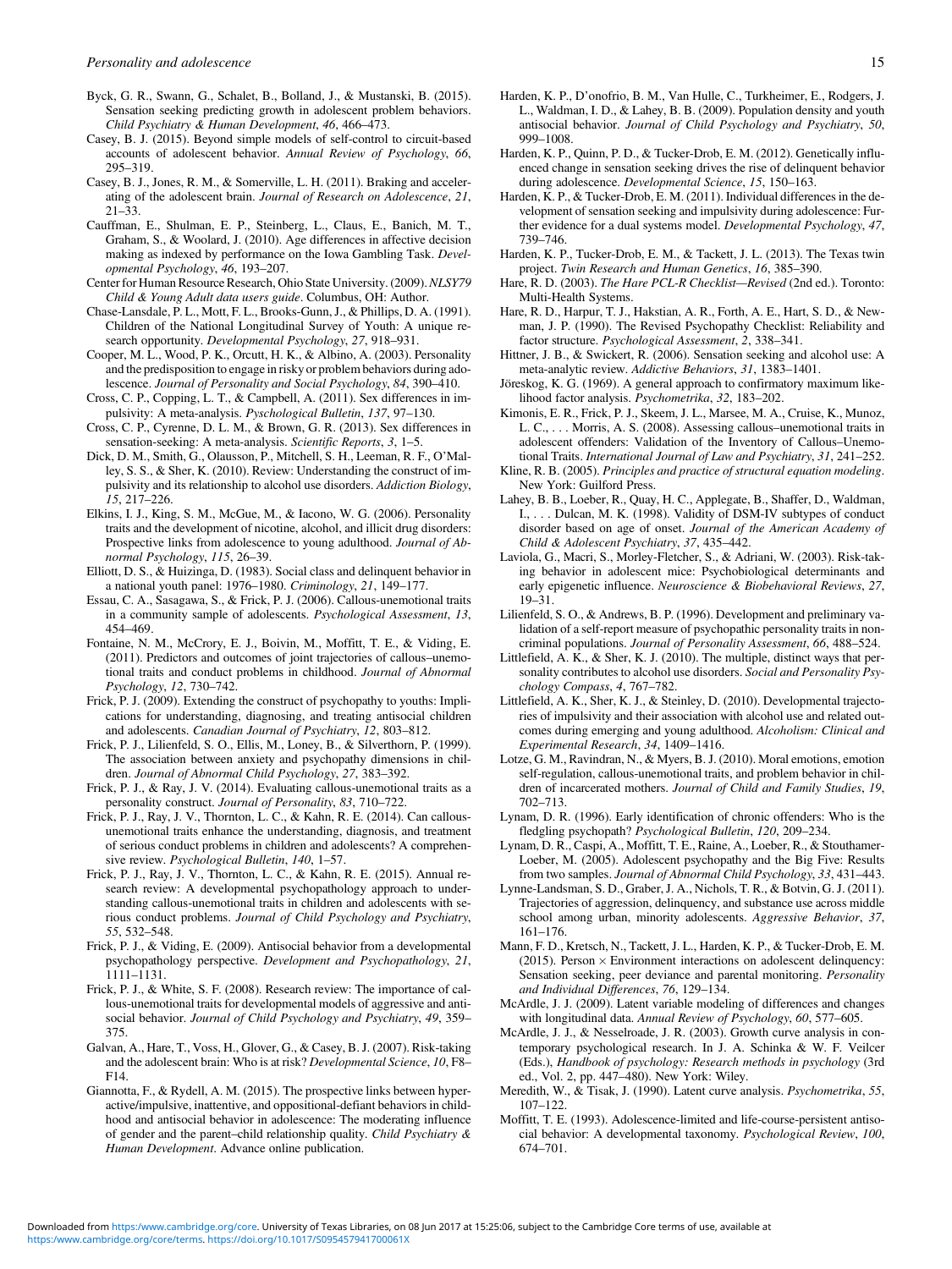Byck, G. R., Swann, G., Schalet, B., Bolland, J., & Mustanski, B. (2015). Sensation seeking predicting growth in adolescent problem behaviors. *Child Psychiatry & Human Development*, *46*, 466–473.

Casey, B. J. (2015). Beyond simple models of self-control to circuit-based accounts of adolescent behavior. *Annual Review of Psychology*, *66*, 295–319.

Casey, B. J., Jones, R. M., & Somerville, L. H. (2011). Braking and accelerating of the adolescent brain. *Journal of Research on Adolescence*, *21*, 21–33.

Cauffman, E., Shulman, E. P., Steinberg, L., Claus, E., Banich, M. T., Graham, S., & Woolard, J. (2010). Age differences in affective decision making as indexed by performance on the Iowa Gambling Task. *Developmental Psychology*, *46*, 193–207.

Center for Human Resource Research, Ohio State University. (2009). *NLSY79 Child & Young Adult data users guide*. Columbus, OH: Author.

Chase-Lansdale, P. L., Mott, F. L., Brooks-Gunn, J., & Phillips, D. A. (1991). Children of the National Longitudinal Survey of Youth: A unique research opportunity. *Developmental Psychology*, *27*, 918–931.

Cooper, M. L., Wood, P. K., Orcutt, H. K., & Albino, A. (2003). Personality and the predisposition to engage in risky or problem behaviors during adolescence. *Journal of Personality and Social Psychology*, *84*, 390–410.

Cross, C. P., Copping, L. T., & Campbell, A. (2011). Sex differences in impulsivity: A meta-analysis. *Pyschological Bulletin*, *137*, 97–130.

Cross, C. P., Cyrenne, D. L. M., & Brown, G. R. (2013). Sex differences in sensation-seeking: A meta-analysis. *Scientific Reports*, *3*, 1–5.

Dick, D. M., Smith, G., Olausson, P., Mitchell, S. H., Leeman, R. F., O'Malley, S. S., & Sher, K. (2010). Review: Understanding the construct of impulsivity and its relationship to alcohol use disorders. *Addiction Biology*, *15*, 217–226.

Elkins, I. J., King, S. M., McGue, M., & Iacono, W. G. (2006). Personality traits and the development of nicotine, alcohol, and illicit drug disorders: Prospective links from adolescence to young adulthood. *Journal of Abnormal Psychology*, *115*, 26–39.

Elliott, D. S., & Huizinga, D. (1983). Social class and delinquent behavior in a national youth panel: 1976–1980. *Criminology*, *21*, 149–177.

Essau, C. A., Sasagawa, S., & Frick, P. J. (2006). Callous-unemotional traits in a community sample of adolescents. *Psychological Assessment*, *13*, 454–469.

Fontaine, N. M., McCrory, E. J., Boivin, M., Moffitt, T. E., & Viding, E. (2011). Predictors and outcomes of joint trajectories of callous–unemotional traits and conduct problems in childhood. *Journal of Abnormal Psychology*, *12*, 730–742.

Frick, P. J. (2009). Extending the construct of psychopathy to youths: Implications for understanding, diagnosing, and treating antisocial children and adolescents. *Canadian Journal of Psychiatry*, *12*, 803–812.

Frick, P. J., Lilienfeld, S. O., Ellis, M., Loney, B., & Silverthorn, P. (1999). The association between anxiety and psychopathy dimensions in children. *Journal of Abnormal Child Psychology*, *27*, 383–392.

Frick, P. J., & Ray, J. V. (2014). Evaluating callous-unemotional traits as a personality construct. *Journal of Personality*, *83*, 710–722.

Frick, P. J., Ray, J. V., Thornton, L. C., & Kahn, R. E. (2014). Can callous-unemotional traits enhance the understanding, diagnosis, and treatment of serious conduct problems in children and adolescents? A comprehensive review. *Psychological Bulletin*, *140*, 1–57.

Frick, P. J., Ray, J. V., Thornton, L. C., & Kahn, R. E. (2015). Annual research review: A developmental psychopathology approach to understanding callous-unemotional traits in children and adolescents with serious conduct problems. *Journal of Child Psychology and Psychiatry*, *55*, 532–548.

Frick, P. J., & Viding, E. (2009). Antisocial behavior from a developmental psychopathology perspective. *Development and Psychopathology*, *21*, 1111–1131.

Frick, P. J., & White, S. F. (2008). Research review: The importance of callous-unemotional traits for developmental models of aggressive and antisocial behavior. *Journal of Child Psychology and Psychiatry*, *49*, 359–375.

Galvan, A., Hare, T., Voss, H., Glover, G., & Casey, B. J. (2007). Risk-taking and the adolescent brain: Who is at risk? *Developmental Science*, *10*, F8–F14.

Giannotta, F., & Rydell, A. M. (2015). The prospective links between hyperactive/impulsive, inattentive, and oppositional-defiant behaviors in childhood and antisocial behavior in adolescence: The moderating influence of gender and the parent–child relationship quality. *Child Psychiatry & Human Development*. Advance online publication.

Harden, K. P., D'onofrio, B. M., Van Hulle, C., Turkheimer, E., Rodgers, J. L., Waldman, I. D., & Lahey, B. B. (2009). Population density and youth antisocial behavior. *Journal of Child Psychology and Psychiatry*, *50*, 999–1008.

Harden, K. P., Quinn, P. D., & Tucker-Drob, E. M. (2012). Genetically influenced change in sensation seeking drives the rise of delinquent behavior during adolescence. *Developmental Science*, *15*, 150–163.

Harden, K. P., & Tucker-Drob, E. M. (2011). Individual differences in the development of sensation seeking and impulsivity during adolescence: Further evidence for a dual systems model. *Developmental Psychology*, *47*, 739–746.

Harden, K. P., Tucker-Drob, E. M., & Tackett, J. L. (2013). The Texas twin project. *Twin Research and Human Genetics*, *16*, 385–390.

Hare, R. D. (2003). *The Hare PCL-R Checklist—Revised* (2nd ed.). Toronto: Multi-Health Systems.

Hare, R. D., Harpur, T. J., Hakstian, A. R., Forth, A. E., Hart, S. D., & Newman, J. P. (1990). The Revised Psychopathy Checklist: Reliability and factor structure. *Psychological Assessment*, *2*, 338–341.

Hittner, J. B., & Swickert, R. (2006). Sensation seeking and alcohol use: A meta-analytic review. *Addictive Behaviors*, *31*, 1383–1401.

Jöreskog, K. G. (1969). A general approach to confirmatory maximum likelihood factor analysis. *Psychometrika*, *32*, 183–202.

Kimonis, E. R., Frick, P. J., Skeem, J. L., Marsee, M. A., Cruise, K., Munoz, L. C., . . . Morris, A. S. (2008). Assessing callous–unemotional traits in adolescent offenders: Validation of the Inventory of Callous–Unemotional Traits. *International Journal of Law and Psychiatry*, *31*, 241–252.

Kline, R. B. (2005). *Principles and practice of structural equation modeling*. New York: Guilford Press.

Lahey, B. B., Loeber, R., Quay, H. C., Applegate, B., Shaffer, D., Waldman, I., . . . Dulcan, M. K. (1998). Validity of DSM-IV subtypes of conduct disorder based on age of onset. *Journal of the American Academy of Child & Adolescent Psychiatry*, *37*, 435–442.

Laviola, G., Macri, S., Morley-Fletcher, S., & Adriani, W. (2003). Risk-taking behavior in adolescent mice: Psychobiological determinants and early epigenetic influence. *Neuroscience & Biobehavioral Reviews*, *27*, 19–31.

Lilienfeld, S. O., & Andrews, B. P. (1996). Development and preliminary validation of a self-report measure of psychopathic personality traits in noncriminal populations. *Journal of Personality Assessment*, *66*, 488–524.

Littlefield, A. K., & Sher, K. J. (2010). The multiple, distinct ways that personality contributes to alcohol use disorders. *Social and Personality Psychology Compass*, *4*, 767–782.

Littlefield, A. K., Sher, K. J., & Steinley, D. (2010). Developmental trajectories of impulsivity and their association with alcohol use and related outcomes during emerging and young adulthood. *Alcoholism: Clinical and Experimental Research*, *34*, 1409–1416.

Lotze, G. M., Ravindran, N., & Myers, B. J. (2010). Moral emotions, emotion self-regulation, callous-unemotional traits, and problem behavior in children of incarcerated mothers. *Journal of Child and Family Studies*, *19*, 702–713.

Lynam, D. R. (1996). Early identification of chronic offenders: Who is the fledgling psychopath? *Psychological Bulletin*, *120*, 209–234.

Lynam, D. R., Caspi, A., Moffitt, T. E., Raine, A., Loeber, R., & Stouthamer-Loeber, M. (2005). Adolescent psychopathy and the Big Five: Results from two samples. *Journal of Abnormal Child Psychology*, *33*, 431–443.

Lynne-Landsman, S. D., Graber, J. A., Nichols, T. R., & Botvin, G. J. (2011). Trajectories of aggression, delinquency, and substance use across middle school among urban, minority adolescents. *Aggressive Behavior*, *37*, 161–176.

Mann, F. D., Kretsch, N., Tackett, J. L., Harden, K. P., & Tucker-Drob, E. M. (2015). Person × Environment interactions on adolescent delinquency: Sensation seeking, peer deviance and parental monitoring. *Personality and Individual Differences*, *76*, 129–134.

McArdle, J. J. (2009). Latent variable modeling of differences and changes with longitudinal data. *Annual Review of Psychology*, *60*, 577–605.

McArdle, J. J., & Nesselroade, J. R. (2003). Growth curve analysis in contemporary psychological research. In J. A. Schinka & W. F. Veilcer (Eds.), *Handbook of psychology: Research methods in psychology* (3rd ed., Vol. 2, pp. 447–480). New York: Wiley.

Meredith, W., & Tisak, J. (1990). Latent curve analysis. *Psychometrika*, *55*, 107–122.

Moffitt, T. E. (1993). Adolescence-limited and life-course-persistent antisocial behavior: A developmental taxonomy. *Psychological Review*, *100*, 674–701.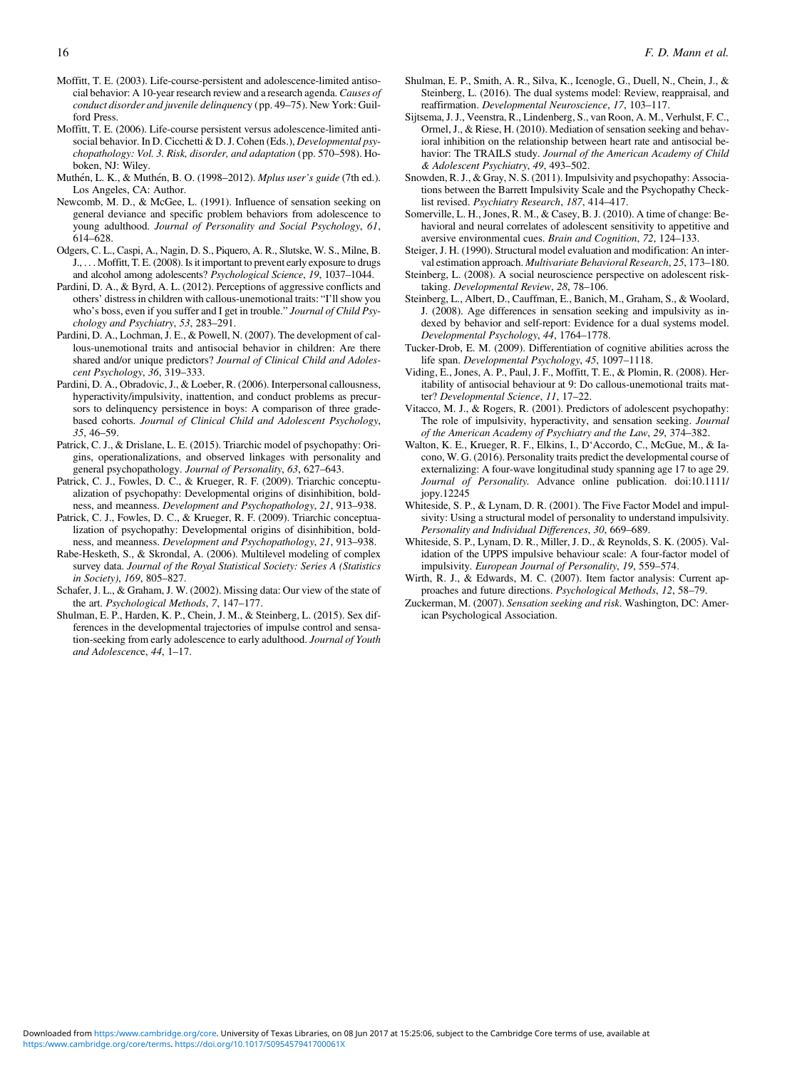Moffitt, T. E. (2003). Life-course-persistent and adolescence-limited antisocial behavior: A 10-year research review and a research agenda. *Causes of conduct disorder and juvenile delinquency* (pp. 49–75). New York: Guilford Press.

Moffitt, T. E. (2006). Life-course persistent versus adolescence-limited antisocial behavior. In D. Cicchetti & D. J. Cohen (Eds.), *Developmental psychopathology: Vol. 3. Risk, disorder, and adaptation* (pp. 570–598). Hoboken, NJ: Wiley.

Muthén, L. K., & Muthén, B. O. (1998–2012). *Mplus user's guide* (7th ed.). Los Angeles, CA: Author.

Newcomb, M. D., & McGee, L. (1991). Influence of sensation seeking on general deviance and specific problem behaviors from adolescence to young adulthood. *Journal of Personality and Social Psychology*, *61*, 614–628.

Odgers, C. L., Caspi, A., Nagin, D. S., Piquero, A. R., Slutske, W. S., Milne, B. J., . . . Moffitt, T. E. (2008). Is it important to prevent early exposure to drugs and alcohol among adolescents? *Psychological Science*, *19*, 1037–1044.

Pardini, D. A., & Byrd, A. L. (2012). Perceptions of aggressive conflicts and others' distress in children with callous-unemotional traits: "I'll show you who's boss, even if you suffer and I get in trouble." *Journal of Child Psychology and Psychiatry*, *53*, 283–291.

Pardini, D. A., Lochman, J. E., & Powell, N. (2007). The development of callous-unemotional traits and antisocial behavior in children: Are there shared and/or unique predictors? *Journal of Clinical Child and Adolescent Psychology*, *36*, 319–333.

Pardini, D. A., Obradovic, J., & Loeber, R. (2006). Interpersonal callousness, hyperactivity/impulsivity, inattention, and conduct problems as precursors to delinquency persistence in boys: A comparison of three grade-based cohorts. *Journal of Clinical Child and Adolescent Psychology*, *35*, 46–59.

Patrick, C. J., & Drislane, L. E. (2015). Triarchic model of psychopathy: Origins, operationalizations, and observed linkages with personality and general psychopathology. *Journal of Personality*, *63*, 627–643.

Patrick, C. J., Fowles, D. C., & Krueger, R. F. (2009). Triarchic conceptualization of psychopathy: Developmental origins of disinhibition, boldness, and meanness. *Development and Psychopathology*, *21*, 913–938.

Patrick, C. J., Fowles, D. C., & Krueger, R. F. (2009). Triarchic conceptualization of psychopathy: Developmental origins of disinhibition, boldness, and meanness. *Development and Psychopathology*, *21*, 913–938.

Rabe-Hesketh, S., & Skrondal, A. (2006). Multilevel modeling of complex survey data. *Journal of the Royal Statistical Society: Series A (Statistics in Society)*, *169*, 805–827.

Schafer, J. L., & Graham, J. W. (2002). Missing data: Our view of the state of the art. *Psychological Methods*, *7*, 147–177.

Shulman, E. P., Harden, K. P., Chein, J. M., & Steinberg, L. (2015). Sex differences in the developmental trajectories of impulse control and sensation-seeking from early adolescence to early adulthood. *Journal of Youth and Adolescence*, *44*, 1–17.

Shulman, E. P., Smith, A. R., Silva, K., Icenogle, G., Duell, N., Chein, J., & Steinberg, L. (2016). The dual systems model: Review, reappraisal, and reaffirmation. *Developmental Neuroscience*, *17*, 103–117.

Sijtsema, J. J., Veenstra, R., Lindenberg, S., van Roon, A. M., Verhulst, F. C., Ormel, J., & Riese, H. (2010). Mediation of sensation seeking and behavioral inhibition on the relationship between heart rate and antisocial behavior: The TRAILS study. *Journal of the American Academy of Child & Adolescent Psychiatry*, *49*, 493–502.

Snowden, R. J., & Gray, N. S. (2011). Impulsivity and psychopathy: Associations between the Barrett Impulsivity Scale and the Psychopathy Checklist revised. *Psychiatry Research*, *187*, 414–417.

Somerville, L. H., Jones, R. M., & Casey, B. J. (2010). A time of change: Behavioral and neural correlates of adolescent sensitivity to appetitive and aversive environmental cues. *Brain and Cognition*, *72*, 124–133.

Steiger, J. H. (1990). Structural model evaluation and modification: An interval estimation approach. *Multivariate Behavioral Research*, *25*, 173–180.

Steinberg, L. (2008). A social neuroscience perspective on adolescent risk-taking. *Developmental Review*, *28*, 78–106.

Steinberg, L., Albert, D., Cauffman, E., Banich, M., Graham, S., & Woolard, J. (2008). Age differences in sensation seeking and impulsivity as indexed by behavior and self-report: Evidence for a dual systems model. *Developmental Psychology*, *44*, 1764–1778.

Tucker-Drob, E. M. (2009). Differentiation of cognitive abilities across the life span. *Developmental Psychology*, *45*, 1097–1118.

Viding, E., Jones, A. P., Paul, J. F., Moffitt, T. E., & Plomin, R. (2008). Heritability of antisocial behaviour at 9: Do callous-unemotional traits matter? *Developmental Science*, *11*, 17–22.

Vitacco, M. J., & Rogers, R. (2001). Predictors of adolescent psychopathy: The role of impulsivity, hyperactivity, and sensation seeking. *Journal of the American Academy of Psychiatry and the Law*, *29*, 374–382.

Walton, K. E., Krueger, R. F., Elkins, I., D'Accordo, C., McGue, M., & Iacono, W. G. (2016). Personality traits predict the developmental course of externalizing: A four-wave longitudinal study spanning age 17 to age 29. *Journal of Personality*. Advance online publication. doi:10.1111/jopy.12245

Whiteside, S. P., & Lynam, D. R. (2001). The Five Factor Model and impulsivity: Using a structural model of personality to understand impulsivity. *Personality and Individual Differences*, *30*, 669–689.

Whiteside, S. P., Lynam, D. R., Miller, J. D., & Reynolds, S. K. (2005). Validation of the UPPS impulsive behaviour scale: A four-factor model of impulsivity. *European Journal of Personality*, *19*, 559–574.

Wirth, R. J., & Edwards, M. C. (2007). Item factor analysis: Current approaches and future directions. *Psychological Methods*, *12*, 58–79.

Zuckerman, M. (2007). *Sensation seeking and risk*. Washington, DC: American Psychological Association.